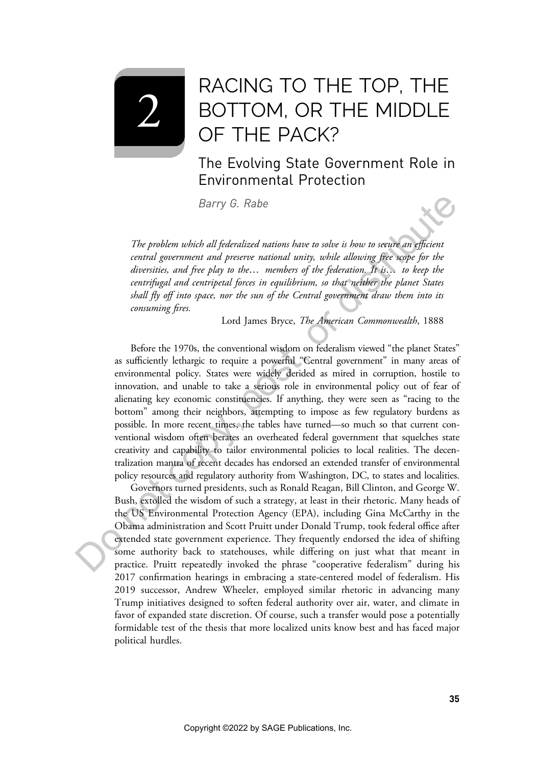# 2 RACING TO THE TOP, THE BOTTOM, OR THE MIDDLE OF THE PACK?

## The Evolving State Government Role in Environmental Protection

*Barry G. Rabe*

> *The problem which all federalized nations have to solve is how to secure an efficient central government and preserve national unity, while allowing free scope for the diversities, and free play to the… members of the federation. It is… to keep the centrifugal and centripetal forces in equilibrium, so that neither the planet States shall fly off into space, nor the sun of the Central government draw them into its consuming fires.*
>
> Lord James Bryce, *The American Commonwealth*, 1888

Before the 1970s, the conventional wisdom on federalism viewed "the planet States" as sufficiently lethargic to require a powerful "Central government" in many areas of environmental policy. States were widely derided as mired in corruption, hostile to innovation, and unable to take a serious role in environmental policy out of fear of alienating key economic constituencies. If anything, they were seen as "racing to the bottom" among their neighbors, attempting to impose as few regulatory burdens as possible. In more recent times, the tables have turned—so much so that current conventional wisdom often berates an overheated federal government that squelches state creativity and capability to tailor environmental policies to local realities. The decentralization mantra of recent decades has endorsed an extended transfer of environmental policy resources and regulatory authority from Washington, DC, to states and localities.

Governors turned presidents, such as Ronald Reagan, Bill Clinton, and George W. Bush, extolled the wisdom of such a strategy, at least in their rhetoric. Many heads of the US Environmental Protection Agency (EPA), including Gina McCarthy in the Obama administration and Scott Pruitt under Donald Trump, took federal office after extended state government experience. They frequently endorsed the idea of shifting some authority back to statehouses, while differing on just what that meant in practice. Pruitt repeatedly invoked the phrase "cooperative federalism" during his 2017 confirmation hearings in embracing a state-centered model of federalism. His 2019 successor, Andrew Wheeler, employed similar rhetoric in advancing many Trump initiatives designed to soften federal authority over air, water, and climate in favor of expanded state discretion. Of course, such a transfer would pose a potentially formidable test of the thesis that more localized units know best and has faced major political hurdles.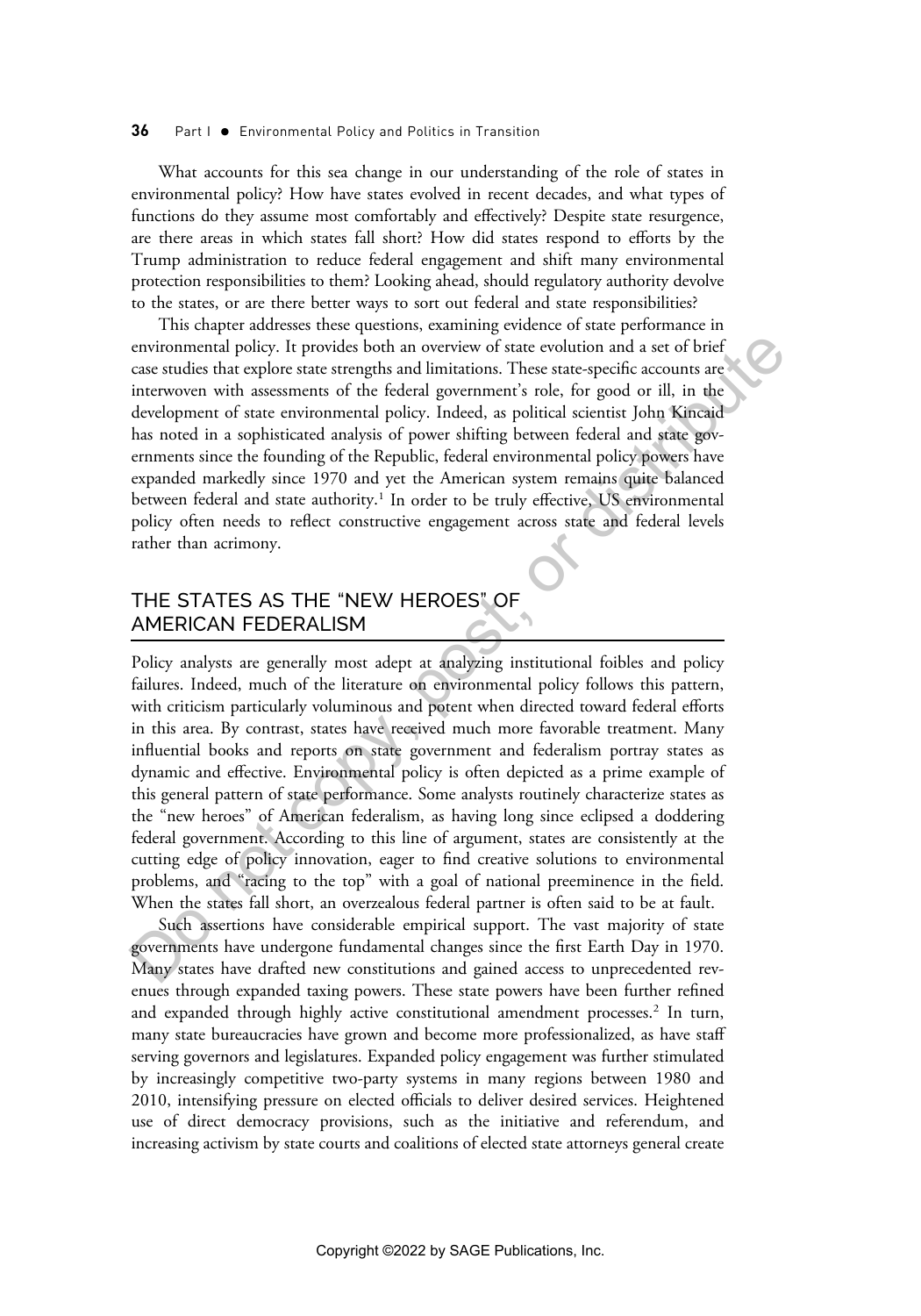What accounts for this sea change in our understanding of the role of states in environmental policy? How have states evolved in recent decades, and what types of functions do they assume most comfortably and effectively? Despite state resurgence, are there areas in which states fall short? How did states respond to efforts by the Trump administration to reduce federal engagement and shift many environmental protection responsibilities to them? Looking ahead, should regulatory authority devolve to the states, or are there better ways to sort out federal and state responsibilities?

This chapter addresses these questions, examining evidence of state performance in environmental policy. It provides both an overview of state evolution and a set of brief case studies that explore state strengths and limitations. These state-specific accounts are interwoven with assessments of the federal government's role, for good or ill, in the development of state environmental policy. Indeed, as political scientist John Kincaid has noted in a sophisticated analysis of power shifting between federal and state governments since the founding of the Republic, federal environmental policy powers have expanded markedly since 1970 and yet the American system remains quite balanced between federal and state authority.[1] In order to be truly effective, US environmental policy often needs to reflect constructive engagement across state and federal levels rather than acrimony.

## THE STATES AS THE "NEW HEROES" OF AMERICAN FEDERALISM

Policy analysts are generally most adept at analyzing institutional foibles and policy failures. Indeed, much of the literature on environmental policy follows this pattern, with criticism particularly voluminous and potent when directed toward federal efforts in this area. By contrast, states have received much more favorable treatment. Many influential books and reports on state government and federalism portray states as dynamic and effective. Environmental policy is often depicted as a prime example of this general pattern of state performance. Some analysts routinely characterize states as the "new heroes" of American federalism, as having long since eclipsed a doddering federal government. According to this line of argument, states are consistently at the cutting edge of policy innovation, eager to find creative solutions to environmental problems, and "racing to the top" with a goal of national preeminence in the field. When the states fall short, an overzealous federal partner is often said to be at fault.

Such assertions have considerable empirical support. The vast majority of state governments have undergone fundamental changes since the first Earth Day in 1970. Many states have drafted new constitutions and gained access to unprecedented revenues through expanded taxing powers. These state powers have been further refined and expanded through highly active constitutional amendment processes.[2] In turn, many state bureaucracies have grown and become more professionalized, as have staff serving governors and legislatures. Expanded policy engagement was further stimulated by increasingly competitive two-party systems in many regions between 1980 and 2010, intensifying pressure on elected officials to deliver desired services. Heightened use of direct democracy provisions, such as the initiative and referendum, and increasing activism by state courts and coalitions of elected state attorneys general create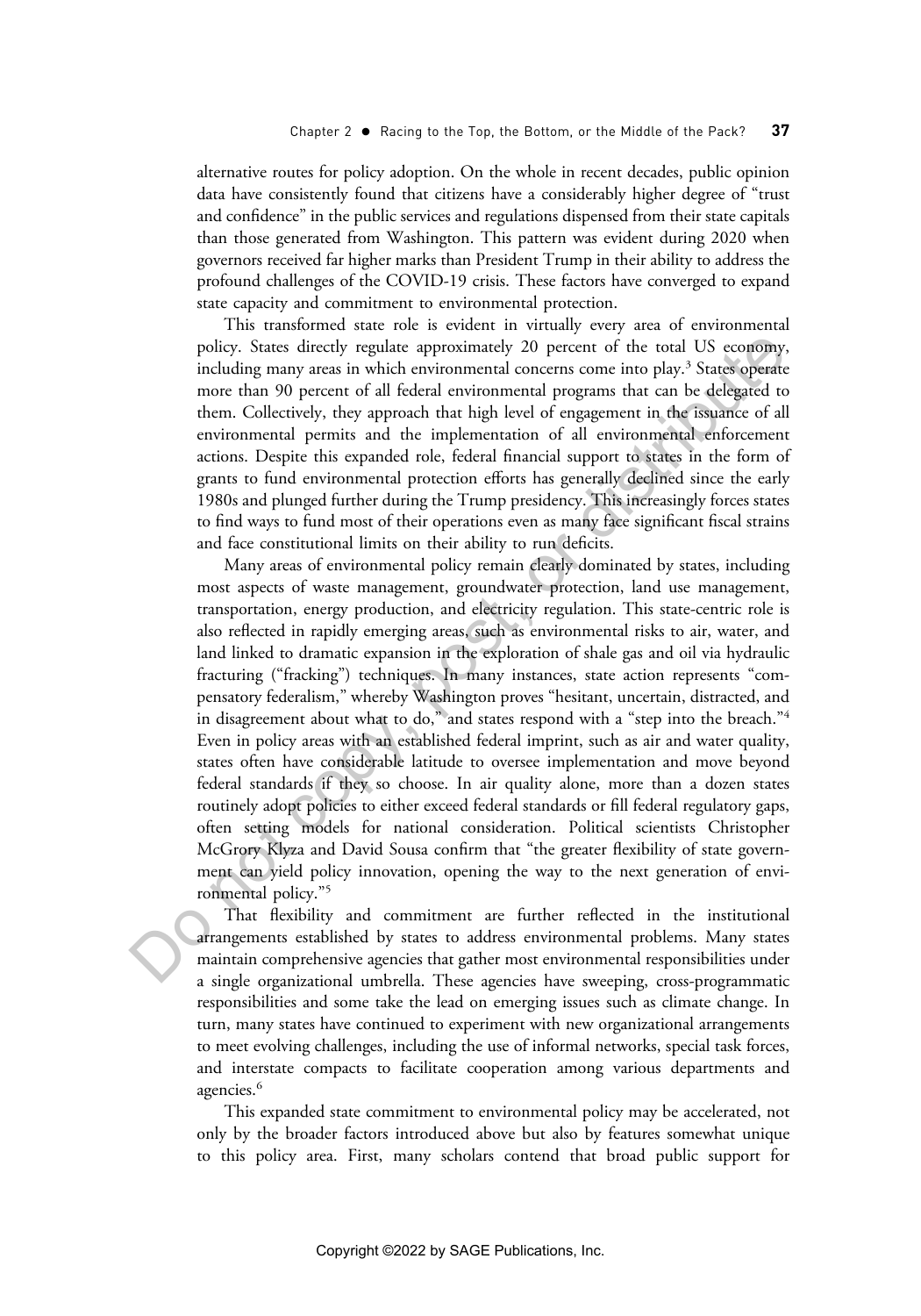alternative routes for policy adoption. On the whole in recent decades, public opinion data have consistently found that citizens have a considerably higher degree of "trust and confidence" in the public services and regulations dispensed from their state capitals than those generated from Washington. This pattern was evident during 2020 when governors received far higher marks than President Trump in their ability to address the profound challenges of the COVID-19 crisis. These factors have converged to expand state capacity and commitment to environmental protection.

This transformed state role is evident in virtually every area of environmental policy. States directly regulate approximately 20 percent of the total US economy, including many areas in which environmental concerns come into play.[3] States operate more than 90 percent of all federal environmental programs that can be delegated to them. Collectively, they approach that high level of engagement in the issuance of all environmental permits and the implementation of all environmental enforcement actions. Despite this expanded role, federal financial support to states in the form of grants to fund environmental protection efforts has generally declined since the early 1980s and plunged further during the Trump presidency. This increasingly forces states to find ways to fund most of their operations even as many face significant fiscal strains and face constitutional limits on their ability to run deficits.

Many areas of environmental policy remain clearly dominated by states, including most aspects of waste management, groundwater protection, land use management, transportation, energy production, and electricity regulation. This state-centric role is also reflected in rapidly emerging areas, such as environmental risks to air, water, and land linked to dramatic expansion in the exploration of shale gas and oil via hydraulic fracturing ("fracking") techniques. In many instances, state action represents "compensatory federalism," whereby Washington proves "hesitant, uncertain, distracted, and in disagreement about what to do," and states respond with a "step into the breach."[4] Even in policy areas with an established federal imprint, such as air and water quality, states often have considerable latitude to oversee implementation and move beyond federal standards if they so choose. In air quality alone, more than a dozen states routinely adopt policies to either exceed federal standards or fill federal regulatory gaps, often setting models for national consideration. Political scientists Christopher McGrory Klyza and David Sousa confirm that "the greater flexibility of state government can yield policy innovation, opening the way to the next generation of environmental policy."[5]

That flexibility and commitment are further reflected in the institutional arrangements established by states to address environmental problems. Many states maintain comprehensive agencies that gather most environmental responsibilities under a single organizational umbrella. These agencies have sweeping, cross-programmatic responsibilities and some take the lead on emerging issues such as climate change. In turn, many states have continued to experiment with new organizational arrangements to meet evolving challenges, including the use of informal networks, special task forces, and interstate compacts to facilitate cooperation among various departments and agencies.[6]

This expanded state commitment to environmental policy may be accelerated, not only by the broader factors introduced above but also by features somewhat unique to this policy area. First, many scholars contend that broad public support for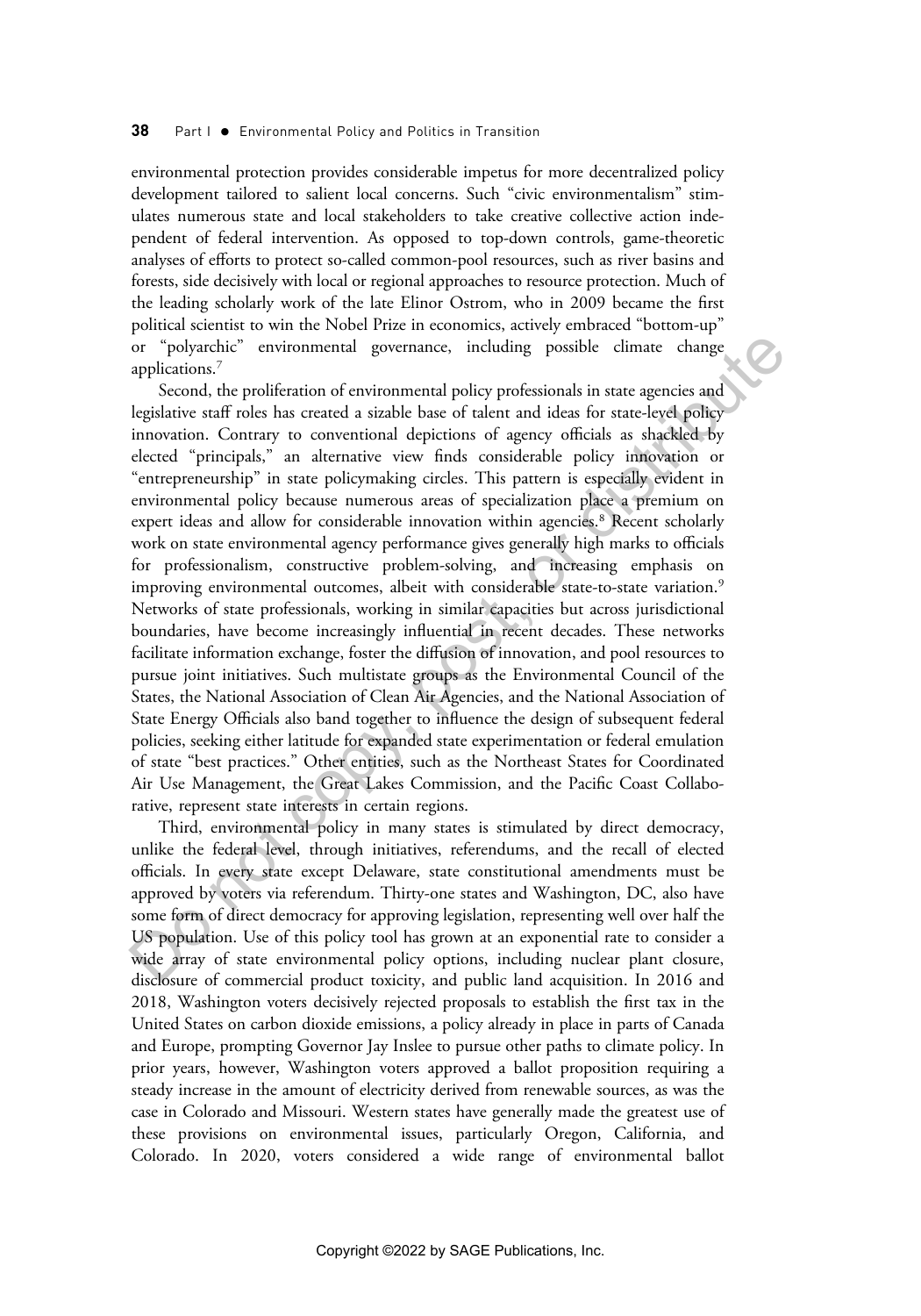environmental protection provides considerable impetus for more decentralized policy development tailored to salient local concerns. Such "civic environmentalism" stimulates numerous state and local stakeholders to take creative collective action independent of federal intervention. As opposed to top-down controls, game-theoretic analyses of efforts to protect so-called common-pool resources, such as river basins and forests, side decisively with local or regional approaches to resource protection. Much of the leading scholarly work of the late Elinor Ostrom, who in 2009 became the first political scientist to win the Nobel Prize in economics, actively embraced "bottom-up" or "polyarchic" environmental governance, including possible climate change applications.[7]

Second, the proliferation of environmental policy professionals in state agencies and legislative staff roles has created a sizable base of talent and ideas for state-level policy innovation. Contrary to conventional depictions of agency officials as shackled by elected "principals," an alternative view finds considerable policy innovation or "entrepreneurship" in state policymaking circles. This pattern is especially evident in environmental policy because numerous areas of specialization place a premium on expert ideas and allow for considerable innovation within agencies.[8] Recent scholarly work on state environmental agency performance gives generally high marks to officials for professionalism, constructive problem-solving, and increasing emphasis on improving environmental outcomes, albeit with considerable state-to-state variation.[9] Networks of state professionals, working in similar capacities but across jurisdictional boundaries, have become increasingly influential in recent decades. These networks facilitate information exchange, foster the diffusion of innovation, and pool resources to pursue joint initiatives. Such multistate groups as the Environmental Council of the States, the National Association of Clean Air Agencies, and the National Association of State Energy Officials also band together to influence the design of subsequent federal policies, seeking either latitude for expanded state experimentation or federal emulation of state "best practices." Other entities, such as the Northeast States for Coordinated Air Use Management, the Great Lakes Commission, and the Pacific Coast Collaborative, represent state interests in certain regions.

Third, environmental policy in many states is stimulated by direct democracy, unlike the federal level, through initiatives, referendums, and the recall of elected officials. In every state except Delaware, state constitutional amendments must be approved by voters via referendum. Thirty-one states and Washington, DC, also have some form of direct democracy for approving legislation, representing well over half the US population. Use of this policy tool has grown at an exponential rate to consider a wide array of state environmental policy options, including nuclear plant closure, disclosure of commercial product toxicity, and public land acquisition. In 2016 and 2018, Washington voters decisively rejected proposals to establish the first tax in the United States on carbon dioxide emissions, a policy already in place in parts of Canada and Europe, prompting Governor Jay Inslee to pursue other paths to climate policy. In prior years, however, Washington voters approved a ballot proposition requiring a steady increase in the amount of electricity derived from renewable sources, as was the case in Colorado and Missouri. Western states have generally made the greatest use of these provisions on environmental issues, particularly Oregon, California, and Colorado. In 2020, voters considered a wide range of environmental ballot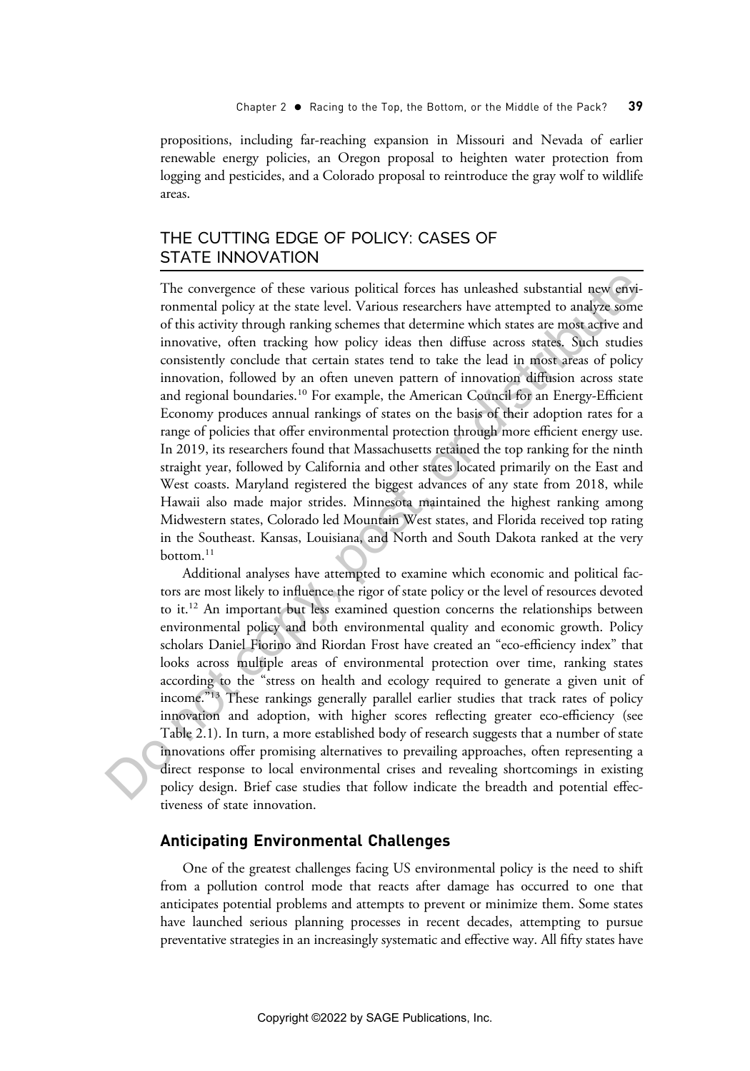propositions, including far-reaching expansion in Missouri and Nevada of earlier renewable energy policies, an Oregon proposal to heighten water protection from logging and pesticides, and a Colorado proposal to reintroduce the gray wolf to wildlife areas.

## THE CUTTING EDGE OF POLICY: CASES OF STATE INNOVATION

The convergence of these various political forces has unleashed substantial new environmental policy at the state level. Various researchers have attempted to analyze some of this activity through ranking schemes that determine which states are most active and innovative, often tracking how policy ideas then diffuse across states. Such studies consistently conclude that certain states tend to take the lead in most areas of policy innovation, followed by an often uneven pattern of innovation diffusion across state and regional boundaries.[10] For example, the American Council for an Energy-Efficient Economy produces annual rankings of states on the basis of their adoption rates for a range of policies that offer environmental protection through more efficient energy use. In 2019, its researchers found that Massachusetts retained the top ranking for the ninth straight year, followed by California and other states located primarily on the East and West coasts. Maryland registered the biggest advances of any state from 2018, while Hawaii also made major strides. Minnesota maintained the highest ranking among Midwestern states, Colorado led Mountain West states, and Florida received top rating in the Southeast. Kansas, Louisiana, and North and South Dakota ranked at the very bottom.[11]

Additional analyses have attempted to examine which economic and political factors are most likely to influence the rigor of state policy or the level of resources devoted to it.[12] An important but less examined question concerns the relationships between environmental policy and both environmental quality and economic growth. Policy scholars Daniel Fiorino and Riordan Frost have created an "eco-efficiency index" that looks across multiple areas of environmental protection over time, ranking states according to the "stress on health and ecology required to generate a given unit of income."[13] These rankings generally parallel earlier studies that track rates of policy innovation and adoption, with higher scores reflecting greater eco-efficiency (see Table 2.1). In turn, a more established body of research suggests that a number of state innovations offer promising alternatives to prevailing approaches, often representing a direct response to local environmental crises and revealing shortcomings in existing policy design. Brief case studies that follow indicate the breadth and potential effectiveness of state innovation.

### Anticipating Environmental Challenges

One of the greatest challenges facing US environmental policy is the need to shift from a pollution control mode that reacts after damage has occurred to one that anticipates potential problems and attempts to prevent or minimize them. Some states have launched serious planning processes in recent decades, attempting to pursue preventative strategies in an increasingly systematic and effective way. All fifty states have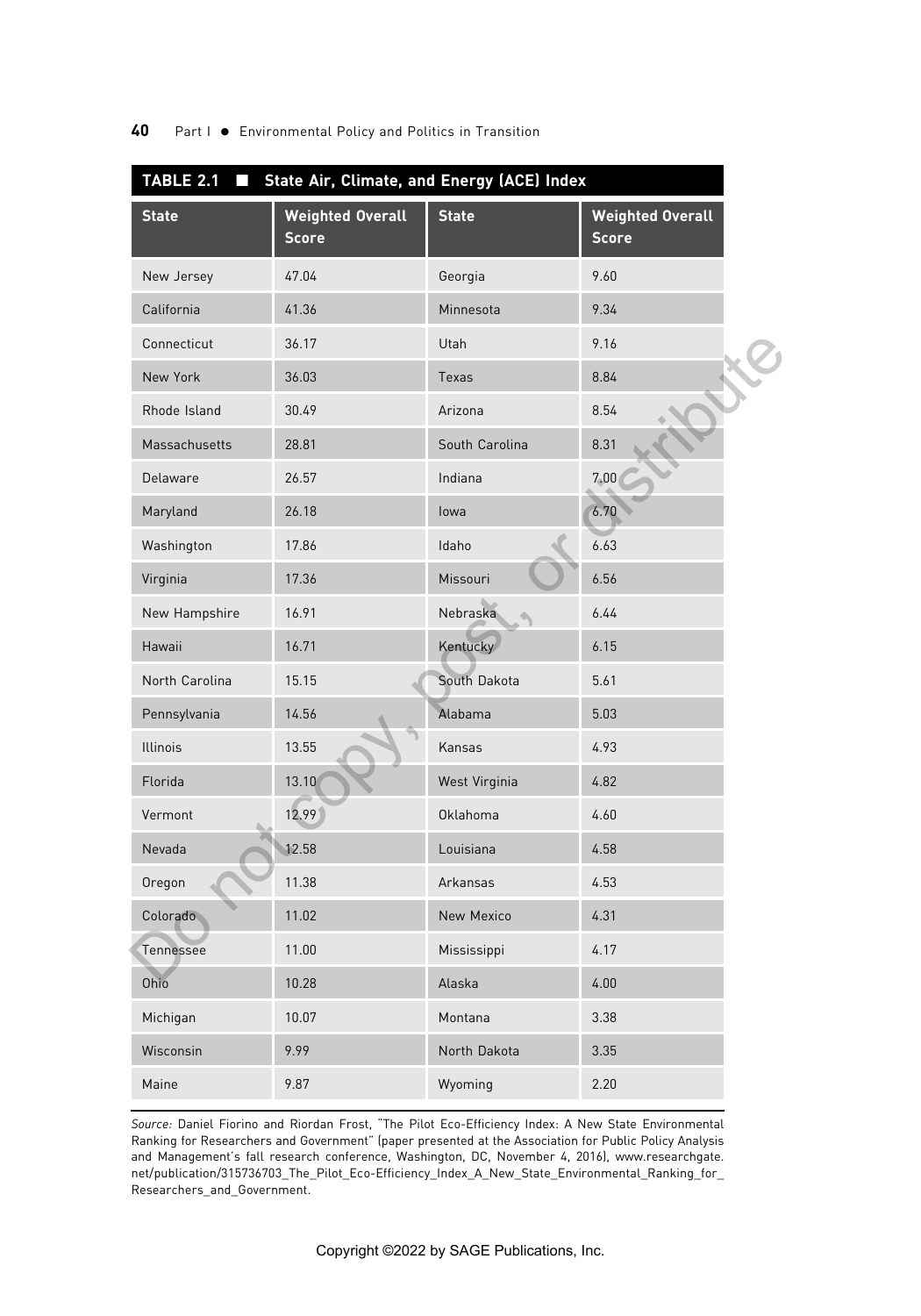**TABLE 2.1 ■ State Air, Climate, and Energy (ACE) Index**

| State | Weighted Overall Score | State | Weighted Overall Score |
|---|---|---|---|
| New Jersey | 47.04 | Georgia | 9.60 |
| California | 41.36 | Minnesota | 9.34 |
| Connecticut | 36.17 | Utah | 9.16 |
| New York | 36.03 | Texas | 8.84 |
| Rhode Island | 30.49 | Arizona | 8.54 |
| Massachusetts | 28.81 | South Carolina | 8.31 |
| Delaware | 26.57 | Indiana | 7.00 |
| Maryland | 26.18 | Iowa | 6.70 |
| Washington | 17.86 | Idaho | 6.63 |
| Virginia | 17.36 | Missouri | 6.56 |
| New Hampshire | 16.91 | Nebraska | 6.44 |
| Hawaii | 16.71 | Kentucky | 6.15 |
| North Carolina | 15.15 | South Dakota | 5.61 |
| Pennsylvania | 14.56 | Alabama | 5.03 |
| Illinois | 13.55 | Kansas | 4.93 |
| Florida | 13.10 | West Virginia | 4.82 |
| Vermont | 12.99 | Oklahoma | 4.60 |
| Nevada | 12.58 | Louisiana | 4.58 |
| Oregon | 11.38 | Arkansas | 4.53 |
| Colorado | 11.02 | New Mexico | 4.31 |
| Tennessee | 11.00 | Mississippi | 4.17 |
| Ohio | 10.28 | Alaska | 4.00 |
| Michigan | 10.07 | Montana | 3.38 |
| Wisconsin | 9.99 | North Dakota | 3.35 |
| Maine | 9.87 | Wyoming | 2.20 |

*Source:* Daniel Fiorino and Riordan Frost, "The Pilot Eco-Efficiency Index: A New State Environmental Ranking for Researchers and Government" (paper presented at the Association for Public Policy Analysis and Management's fall research conference, Washington, DC, November 4, 2016), www.researchgate.net/publication/315736703_The_Pilot_Eco-Efficiency_Index_A_New_State_Environmental_Ranking_for_Researchers_and_Government.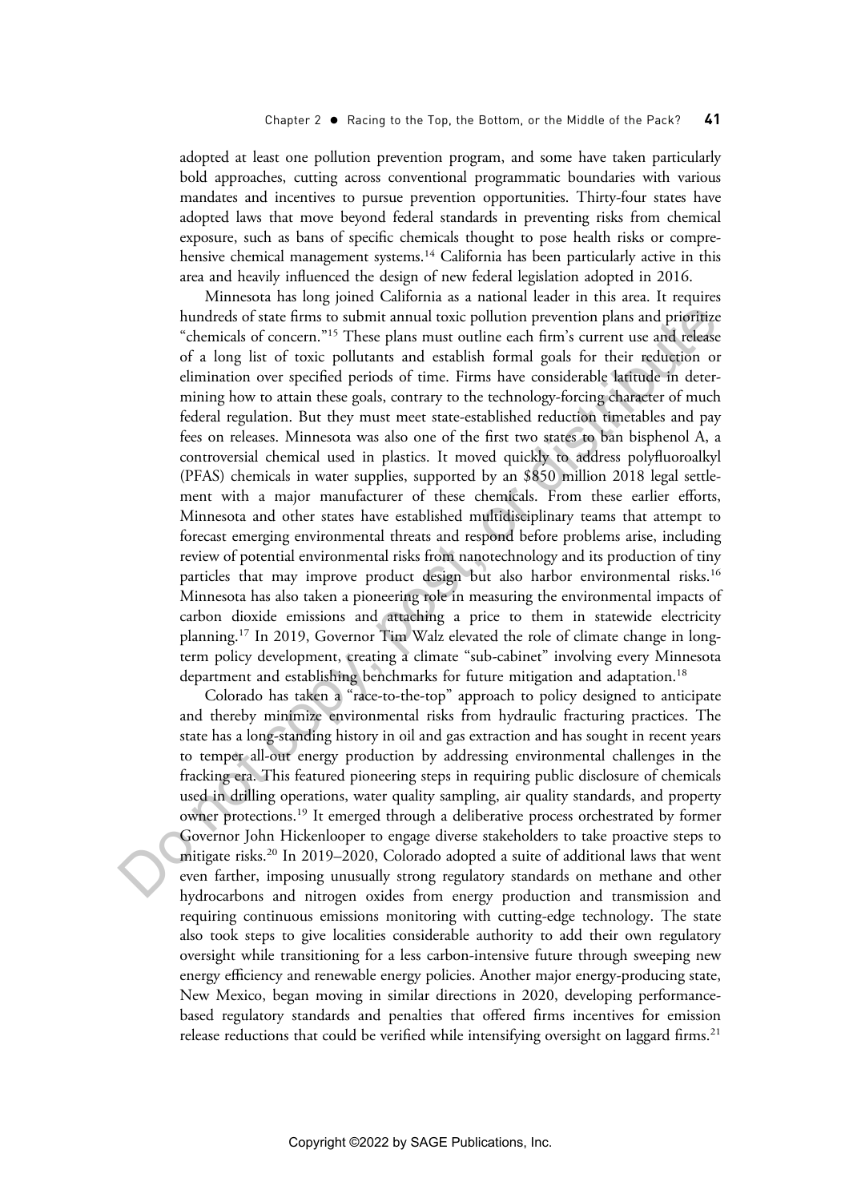adopted at least one pollution prevention program, and some have taken particularly bold approaches, cutting across conventional programmatic boundaries with various mandates and incentives to pursue prevention opportunities. Thirty-four states have adopted laws that move beyond federal standards in preventing risks from chemical exposure, such as bans of specific chemicals thought to pose health risks or comprehensive chemical management systems.[14] California has been particularly active in this area and heavily influenced the design of new federal legislation adopted in 2016.

Minnesota has long joined California as a national leader in this area. It requires hundreds of state firms to submit annual toxic pollution prevention plans and prioritize "chemicals of concern."[15] These plans must outline each firm's current use and release of a long list of toxic pollutants and establish formal goals for their reduction or elimination over specified periods of time. Firms have considerable latitude in determining how to attain these goals, contrary to the technology-forcing character of much federal regulation. But they must meet state-established reduction timetables and pay fees on releases. Minnesota was also one of the first two states to ban bisphenol A, a controversial chemical used in plastics. It moved quickly to address polyfluoroalkyl (PFAS) chemicals in water supplies, supported by an $850 million 2018 legal settlement with a major manufacturer of these chemicals. From these earlier efforts, Minnesota and other states have established multidisciplinary teams that attempt to forecast emerging environmental threats and respond before problems arise, including review of potential environmental risks from nanotechnology and its production of tiny particles that may improve product design but also harbor environmental risks.[16] Minnesota has also taken a pioneering role in measuring the environmental impacts of carbon dioxide emissions and attaching a price to them in statewide electricity planning.[17] In 2019, Governor Tim Walz elevated the role of climate change in long-term policy development, creating a climate "sub-cabinet" involving every Minnesota department and establishing benchmarks for future mitigation and adaptation.[18]

Colorado has taken a "race-to-the-top" approach to policy designed to anticipate and thereby minimize environmental risks from hydraulic fracturing practices. The state has a long-standing history in oil and gas extraction and has sought in recent years to temper all-out energy production by addressing environmental challenges in the fracking era. This featured pioneering steps in requiring public disclosure of chemicals used in drilling operations, water quality sampling, air quality standards, and property owner protections.[19] It emerged through a deliberative process orchestrated by former Governor John Hickenlooper to engage diverse stakeholders to take proactive steps to mitigate risks.[20] In 2019–2020, Colorado adopted a suite of additional laws that went even farther, imposing unusually strong regulatory standards on methane and other hydrocarbons and nitrogen oxides from energy production and transmission and requiring continuous emissions monitoring with cutting-edge technology. The state also took steps to give localities considerable authority to add their own regulatory oversight while transitioning for a less carbon-intensive future through sweeping new energy efficiency and renewable energy policies. Another major energy-producing state, New Mexico, began moving in similar directions in 2020, developing performance-based regulatory standards and penalties that offered firms incentives for emission release reductions that could be verified while intensifying oversight on laggard firms.[21]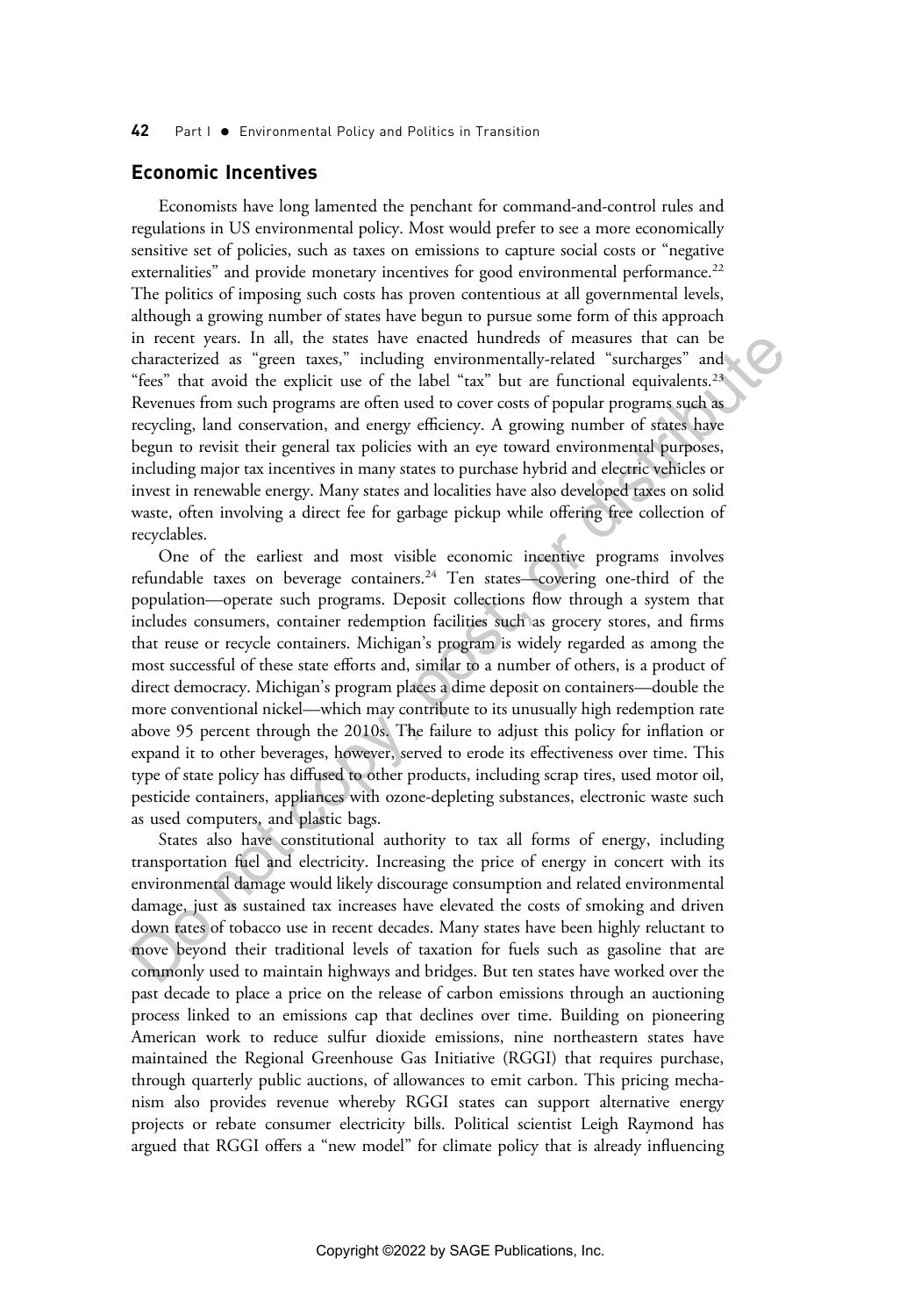## Economic Incentives

Economists have long lamented the penchant for command-and-control rules and regulations in US environmental policy. Most would prefer to see a more economically sensitive set of policies, such as taxes on emissions to capture social costs or "negative externalities" and provide monetary incentives for good environmental performance.[22] The politics of imposing such costs has proven contentious at all governmental levels, although a growing number of states have begun to pursue some form of this approach in recent years. In all, the states have enacted hundreds of measures that can be characterized as "green taxes," including environmentally-related "surcharges" and "fees" that avoid the explicit use of the label "tax" but are functional equivalents.[23] Revenues from such programs are often used to cover costs of popular programs such as recycling, land conservation, and energy efficiency. A growing number of states have begun to revisit their general tax policies with an eye toward environmental purposes, including major tax incentives in many states to purchase hybrid and electric vehicles or invest in renewable energy. Many states and localities have also developed taxes on solid waste, often involving a direct fee for garbage pickup while offering free collection of recyclables.

One of the earliest and most visible economic incentive programs involves refundable taxes on beverage containers.[24] Ten states—covering one-third of the population—operate such programs. Deposit collections flow through a system that includes consumers, container redemption facilities such as grocery stores, and firms that reuse or recycle containers. Michigan's program is widely regarded as among the most successful of these state efforts and, similar to a number of others, is a product of direct democracy. Michigan's program places a dime deposit on containers—double the more conventional nickel—which may contribute to its unusually high redemption rate above 95 percent through the 2010s. The failure to adjust this policy for inflation or expand it to other beverages, however, served to erode its effectiveness over time. This type of state policy has diffused to other products, including scrap tires, used motor oil, pesticide containers, appliances with ozone-depleting substances, electronic waste such as used computers, and plastic bags.

States also have constitutional authority to tax all forms of energy, including transportation fuel and electricity. Increasing the price of energy in concert with its environmental damage would likely discourage consumption and related environmental damage, just as sustained tax increases have elevated the costs of smoking and driven down rates of tobacco use in recent decades. Many states have been highly reluctant to move beyond their traditional levels of taxation for fuels such as gasoline that are commonly used to maintain highways and bridges. But ten states have worked over the past decade to place a price on the release of carbon emissions through an auctioning process linked to an emissions cap that declines over time. Building on pioneering American work to reduce sulfur dioxide emissions, nine northeastern states have maintained the Regional Greenhouse Gas Initiative (RGGI) that requires purchase, through quarterly public auctions, of allowances to emit carbon. This pricing mechanism also provides revenue whereby RGGI states can support alternative energy projects or rebate consumer electricity bills. Political scientist Leigh Raymond has argued that RGGI offers a "new model" for climate policy that is already influencing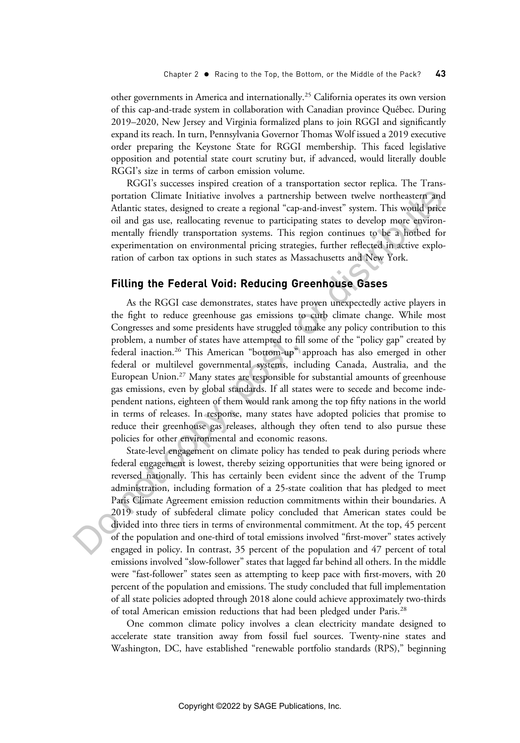other governments in America and internationally.[25] California operates its own version of this cap-and-trade system in collaboration with Canadian province Québec. During 2019–2020, New Jersey and Virginia formalized plans to join RGGI and significantly expand its reach. In turn, Pennsylvania Governor Thomas Wolf issued a 2019 executive order preparing the Keystone State for RGGI membership. This faced legislative opposition and potential state court scrutiny but, if advanced, would literally double RGGI's size in terms of carbon emission volume.

RGGI's successes inspired creation of a transportation sector replica. The Transportation Climate Initiative involves a partnership between twelve northeastern and Atlantic states, designed to create a regional "cap-and-invest" system. This would price oil and gas use, reallocating revenue to participating states to develop more environmentally friendly transportation systems. This region continues to be a hotbed for experimentation on environmental pricing strategies, further reflected in active exploration of carbon tax options in such states as Massachusetts and New York.

## Filling the Federal Void: Reducing Greenhouse Gases

As the RGGI case demonstrates, states have proven unexpectedly active players in the fight to reduce greenhouse gas emissions to curb climate change. While most Congresses and some presidents have struggled to make any policy contribution to this problem, a number of states have attempted to fill some of the "policy gap" created by federal inaction.[26] This American "bottom-up" approach has also emerged in other federal or multilevel governmental systems, including Canada, Australia, and the European Union.[27] Many states are responsible for substantial amounts of greenhouse gas emissions, even by global standards. If all states were to secede and become independent nations, eighteen of them would rank among the top fifty nations in the world in terms of releases. In response, many states have adopted policies that promise to reduce their greenhouse gas releases, although they often tend to also pursue these policies for other environmental and economic reasons.

State-level engagement on climate policy has tended to peak during periods where federal engagement is lowest, thereby seizing opportunities that were being ignored or reversed nationally. This has certainly been evident since the advent of the Trump administration, including formation of a 25-state coalition that has pledged to meet Paris Climate Agreement emission reduction commitments within their boundaries. A 2019 study of subfederal climate policy concluded that American states could be divided into three tiers in terms of environmental commitment. At the top, 45 percent of the population and one-third of total emissions involved "first-mover" states actively engaged in policy. In contrast, 35 percent of the population and 47 percent of total emissions involved "slow-follower" states that lagged far behind all others. In the middle were "fast-follower" states seen as attempting to keep pace with first-movers, with 20 percent of the population and emissions. The study concluded that full implementation of all state policies adopted through 2018 alone could achieve approximately two-thirds of total American emission reductions that had been pledged under Paris.[28]

One common climate policy involves a clean electricity mandate designed to accelerate state transition away from fossil fuel sources. Twenty-nine states and Washington, DC, have established "renewable portfolio standards (RPS)," beginning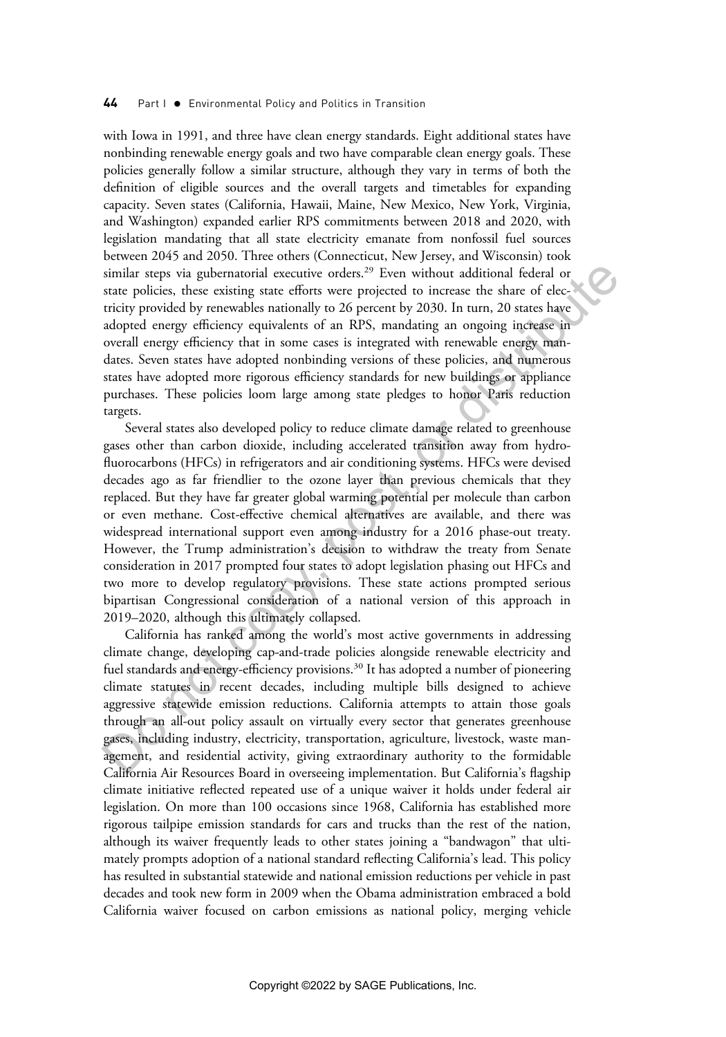with Iowa in 1991, and three have clean energy standards. Eight additional states have nonbinding renewable energy goals and two have comparable clean energy goals. These policies generally follow a similar structure, although they vary in terms of both the definition of eligible sources and the overall targets and timetables for expanding capacity. Seven states (California, Hawaii, Maine, New Mexico, New York, Virginia, and Washington) expanded earlier RPS commitments between 2018 and 2020, with legislation mandating that all state electricity emanate from nonfossil fuel sources between 2045 and 2050. Three others (Connecticut, New Jersey, and Wisconsin) took similar steps via gubernatorial executive orders.[29] Even without additional federal or state policies, these existing state efforts were projected to increase the share of electricity provided by renewables nationally to 26 percent by 2030. In turn, 20 states have adopted energy efficiency equivalents of an RPS, mandating an ongoing increase in overall energy efficiency that in some cases is integrated with renewable energy mandates. Seven states have adopted nonbinding versions of these policies, and numerous states have adopted more rigorous efficiency standards for new buildings or appliance purchases. These policies loom large among state pledges to honor Paris reduction targets.

Several states also developed policy to reduce climate damage related to greenhouse gases other than carbon dioxide, including accelerated transition away from hydrofluorocarbons (HFCs) in refrigerators and air conditioning systems. HFCs were devised decades ago as far friendlier to the ozone layer than previous chemicals that they replaced. But they have far greater global warming potential per molecule than carbon or even methane. Cost-effective chemical alternatives are available, and there was widespread international support even among industry for a 2016 phase-out treaty. However, the Trump administration's decision to withdraw the treaty from Senate consideration in 2017 prompted four states to adopt legislation phasing out HFCs and two more to develop regulatory provisions. These state actions prompted serious bipartisan Congressional consideration of a national version of this approach in 2019–2020, although this ultimately collapsed.

California has ranked among the world's most active governments in addressing climate change, developing cap-and-trade policies alongside renewable electricity and fuel standards and energy-efficiency provisions.[30] It has adopted a number of pioneering climate statutes in recent decades, including multiple bills designed to achieve aggressive statewide emission reductions. California attempts to attain those goals through an all-out policy assault on virtually every sector that generates greenhouse gases, including industry, electricity, transportation, agriculture, livestock, waste management, and residential activity, giving extraordinary authority to the formidable California Air Resources Board in overseeing implementation. But California's flagship climate initiative reflected repeated use of a unique waiver it holds under federal air legislation. On more than 100 occasions since 1968, California has established more rigorous tailpipe emission standards for cars and trucks than the rest of the nation, although its waiver frequently leads to other states joining a "bandwagon" that ultimately prompts adoption of a national standard reflecting California's lead. This policy has resulted in substantial statewide and national emission reductions per vehicle in past decades and took new form in 2009 when the Obama administration embraced a bold California waiver focused on carbon emissions as national policy, merging vehicle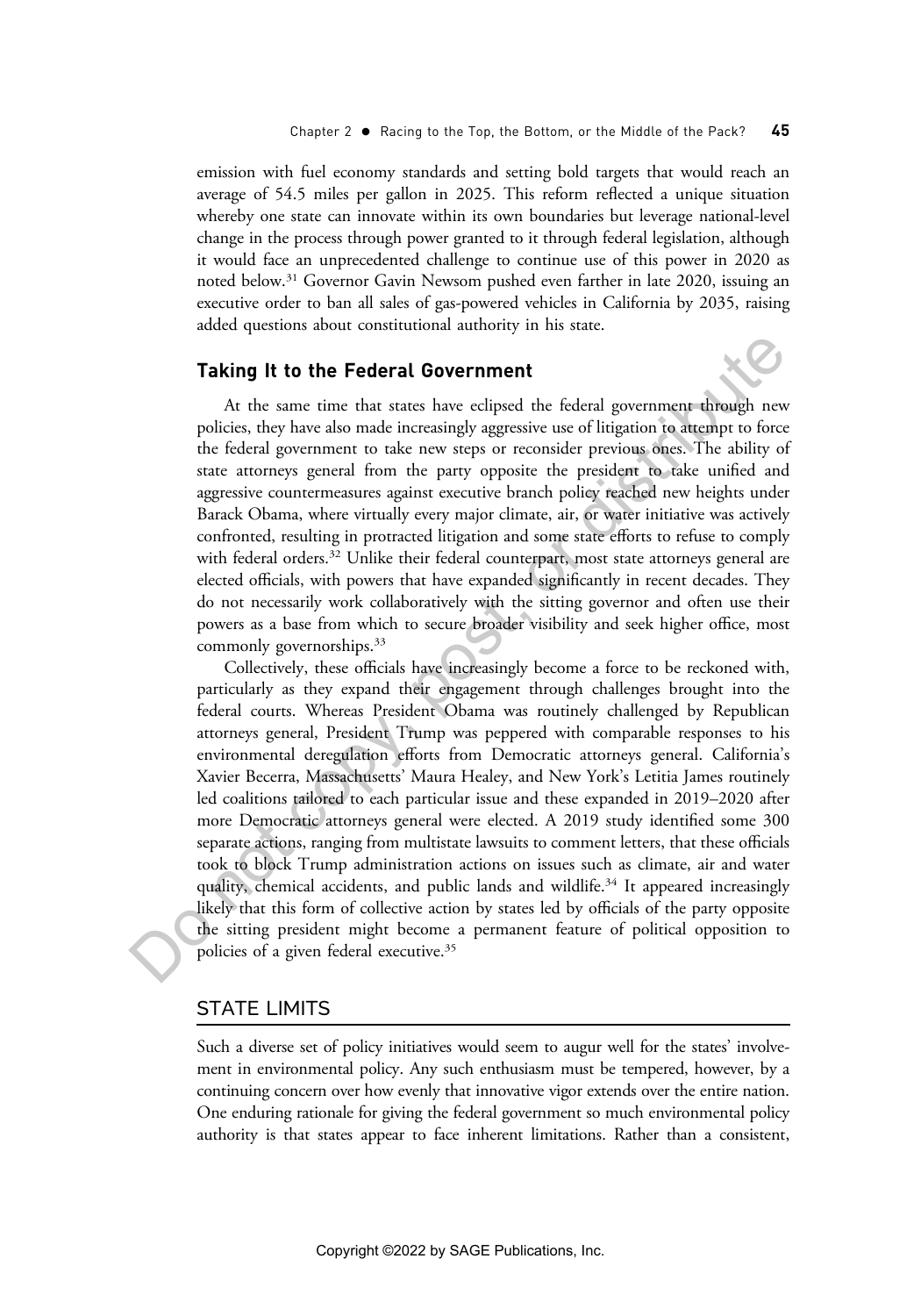emission with fuel economy standards and setting bold targets that would reach an average of 54.5 miles per gallon in 2025. This reform reflected a unique situation whereby one state can innovate within its own boundaries but leverage national-level change in the process through power granted to it through federal legislation, although it would face an unprecedented challenge to continue use of this power in 2020 as noted below.[31] Governor Gavin Newsom pushed even farther in late 2020, issuing an executive order to ban all sales of gas-powered vehicles in California by 2035, raising added questions about constitutional authority in his state.

### Taking It to the Federal Government

At the same time that states have eclipsed the federal government through new policies, they have also made increasingly aggressive use of litigation to attempt to force the federal government to take new steps or reconsider previous ones. The ability of state attorneys general from the party opposite the president to take unified and aggressive countermeasures against executive branch policy reached new heights under Barack Obama, where virtually every major climate, air, or water initiative was actively confronted, resulting in protracted litigation and some state efforts to refuse to comply with federal orders.[32] Unlike their federal counterpart, most state attorneys general are elected officials, with powers that have expanded significantly in recent decades. They do not necessarily work collaboratively with the sitting governor and often use their powers as a base from which to secure broader visibility and seek higher office, most commonly governorships.[33]

Collectively, these officials have increasingly become a force to be reckoned with, particularly as they expand their engagement through challenges brought into the federal courts. Whereas President Obama was routinely challenged by Republican attorneys general, President Trump was peppered with comparable responses to his environmental deregulation efforts from Democratic attorneys general. California's Xavier Becerra, Massachusetts' Maura Healey, and New York's Letitia James routinely led coalitions tailored to each particular issue and these expanded in 2019–2020 after more Democratic attorneys general were elected. A 2019 study identified some 300 separate actions, ranging from multistate lawsuits to comment letters, that these officials took to block Trump administration actions on issues such as climate, air and water quality, chemical accidents, and public lands and wildlife.[34] It appeared increasingly likely that this form of collective action by states led by officials of the party opposite the sitting president might become a permanent feature of political opposition to policies of a given federal executive.[35]

## STATE LIMITS

Such a diverse set of policy initiatives would seem to augur well for the states' involvement in environmental policy. Any such enthusiasm must be tempered, however, by a continuing concern over how evenly that innovative vigor extends over the entire nation. One enduring rationale for giving the federal government so much environmental policy authority is that states appear to face inherent limitations. Rather than a consistent,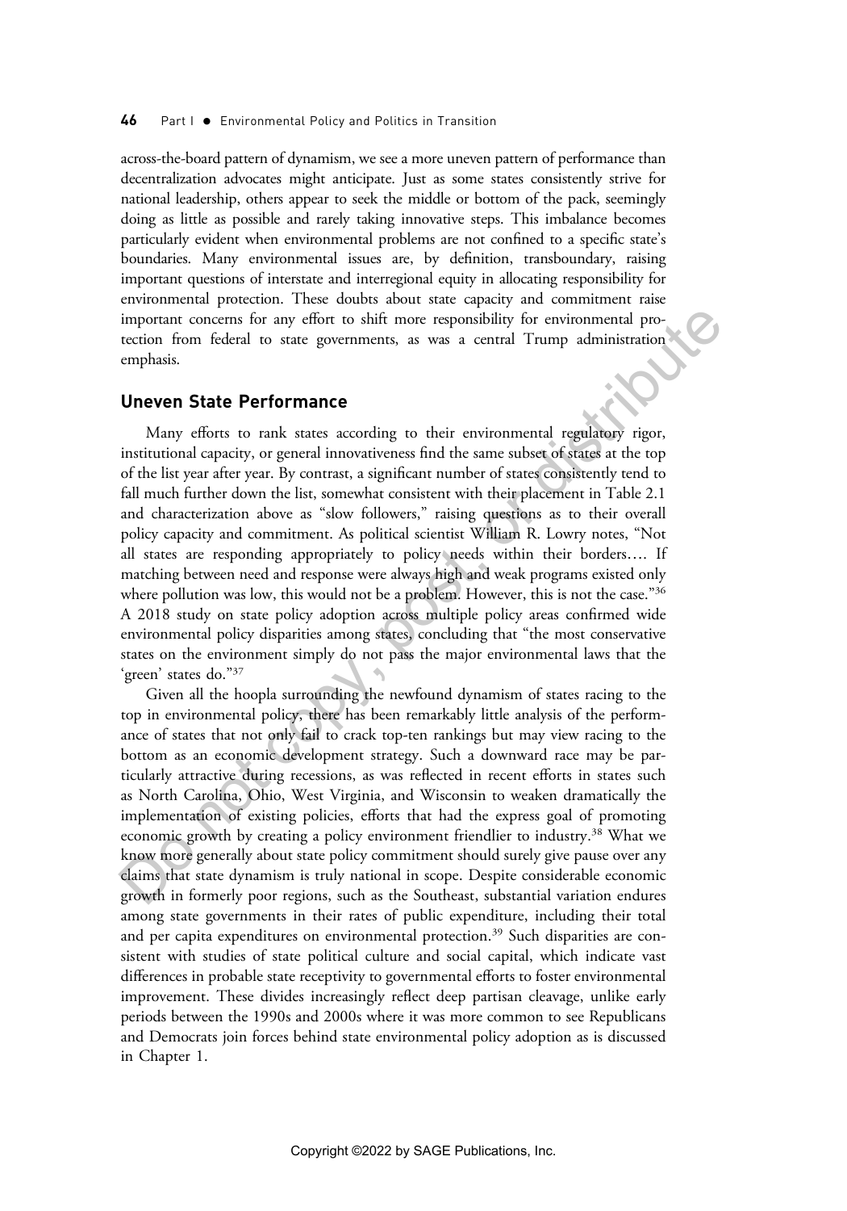across-the-board pattern of dynamism, we see a more uneven pattern of performance than decentralization advocates might anticipate. Just as some states consistently strive for national leadership, others appear to seek the middle or bottom of the pack, seemingly doing as little as possible and rarely taking innovative steps. This imbalance becomes particularly evident when environmental problems are not confined to a specific state's boundaries. Many environmental issues are, by definition, transboundary, raising important questions of interstate and interregional equity in allocating responsibility for environmental protection. These doubts about state capacity and commitment raise important concerns for any effort to shift more responsibility for environmental protection from federal to state governments, as was a central Trump administration emphasis.

## Uneven State Performance

Many efforts to rank states according to their environmental regulatory rigor, institutional capacity, or general innovativeness find the same subset of states at the top of the list year after year. By contrast, a significant number of states consistently tend to fall much further down the list, somewhat consistent with their placement in Table 2.1 and characterization above as "slow followers," raising questions as to their overall policy capacity and commitment. As political scientist William R. Lowry notes, "Not all states are responding appropriately to policy needs within their borders…. If matching between need and response were always high and weak programs existed only where pollution was low, this would not be a problem. However, this is not the case."[36] A 2018 study on state policy adoption across multiple policy areas confirmed wide environmental policy disparities among states, concluding that "the most conservative states on the environment simply do not pass the major environmental laws that the 'green' states do."[37]

Given all the hoopla surrounding the newfound dynamism of states racing to the top in environmental policy, there has been remarkably little analysis of the performance of states that not only fail to crack top-ten rankings but may view racing to the bottom as an economic development strategy. Such a downward race may be particularly attractive during recessions, as was reflected in recent efforts in states such as North Carolina, Ohio, West Virginia, and Wisconsin to weaken dramatically the implementation of existing policies, efforts that had the express goal of promoting economic growth by creating a policy environment friendlier to industry.[38] What we know more generally about state policy commitment should surely give pause over any claims that state dynamism is truly national in scope. Despite considerable economic growth in formerly poor regions, such as the Southeast, substantial variation endures among state governments in their rates of public expenditure, including their total and per capita expenditures on environmental protection.[39] Such disparities are consistent with studies of state political culture and social capital, which indicate vast differences in probable state receptivity to governmental efforts to foster environmental improvement. These divides increasingly reflect deep partisan cleavage, unlike early periods between the 1990s and 2000s where it was more common to see Republicans and Democrats join forces behind state environmental policy adoption as is discussed in Chapter 1.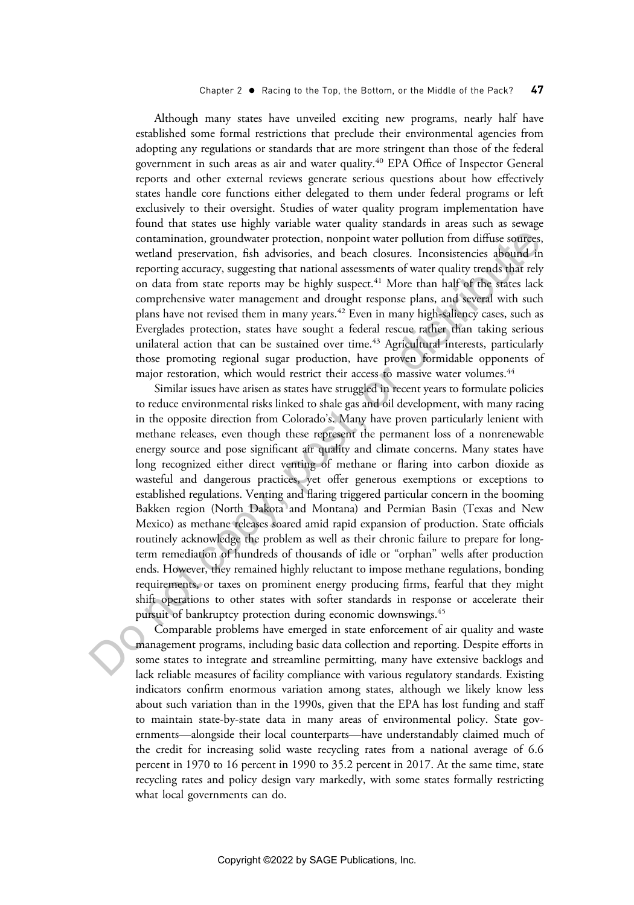Although many states have unveiled exciting new programs, nearly half have established some formal restrictions that preclude their environmental agencies from adopting any regulations or standards that are more stringent than those of the federal government in such areas as air and water quality.[40] EPA Office of Inspector General reports and other external reviews generate serious questions about how effectively states handle core functions either delegated to them under federal programs or left exclusively to their oversight. Studies of water quality program implementation have found that states use highly variable water quality standards in areas such as sewage contamination, groundwater protection, nonpoint water pollution from diffuse sources, wetland preservation, fish advisories, and beach closures. Inconsistencies abound in reporting accuracy, suggesting that national assessments of water quality trends that rely on data from state reports may be highly suspect.[41] More than half of the states lack comprehensive water management and drought response plans, and several with such plans have not revised them in many years.[42] Even in many high-saliency cases, such as Everglades protection, states have sought a federal rescue rather than taking serious unilateral action that can be sustained over time.[43] Agricultural interests, particularly those promoting regional sugar production, have proven formidable opponents of major restoration, which would restrict their access to massive water volumes.[44]

Similar issues have arisen as states have struggled in recent years to formulate policies to reduce environmental risks linked to shale gas and oil development, with many racing in the opposite direction from Colorado's. Many have proven particularly lenient with methane releases, even though these represent the permanent loss of a nonrenewable energy source and pose significant air quality and climate concerns. Many states have long recognized either direct venting of methane or flaring into carbon dioxide as wasteful and dangerous practices, yet offer generous exemptions or exceptions to established regulations. Venting and flaring triggered particular concern in the booming Bakken region (North Dakota and Montana) and Permian Basin (Texas and New Mexico) as methane releases soared amid rapid expansion of production. State officials routinely acknowledge the problem as well as their chronic failure to prepare for long-term remediation of hundreds of thousands of idle or "orphan" wells after production ends. However, they remained highly reluctant to impose methane regulations, bonding requirements, or taxes on prominent energy producing firms, fearful that they might shift operations to other states with softer standards in response or accelerate their pursuit of bankruptcy protection during economic downswings.[45]

Comparable problems have emerged in state enforcement of air quality and waste management programs, including basic data collection and reporting. Despite efforts in some states to integrate and streamline permitting, many have extensive backlogs and lack reliable measures of facility compliance with various regulatory standards. Existing indicators confirm enormous variation among states, although we likely know less about such variation than in the 1990s, given that the EPA has lost funding and staff to maintain state-by-state data in many areas of environmental policy. State governments—alongside their local counterparts—have understandably claimed much of the credit for increasing solid waste recycling rates from a national average of 6.6 percent in 1970 to 16 percent in 1990 to 35.2 percent in 2017. At the same time, state recycling rates and policy design vary markedly, with some states formally restricting what local governments can do.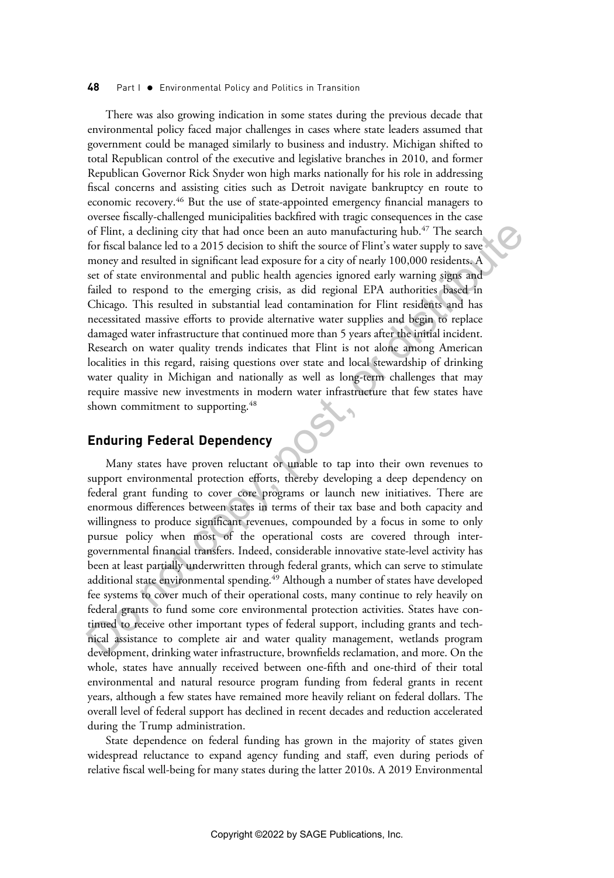There was also growing indication in some states during the previous decade that environmental policy faced major challenges in cases where state leaders assumed that government could be managed similarly to business and industry. Michigan shifted to total Republican control of the executive and legislative branches in 2010, and former Republican Governor Rick Snyder won high marks nationally for his role in addressing fiscal concerns and assisting cities such as Detroit navigate bankruptcy en route to economic recovery.[46] But the use of state-appointed emergency financial managers to oversee fiscally-challenged municipalities backfired with tragic consequences in the case of Flint, a declining city that had once been an auto manufacturing hub.[47] The search for fiscal balance led to a 2015 decision to shift the source of Flint's water supply to save money and resulted in significant lead exposure for a city of nearly 100,000 residents. A set of state environmental and public health agencies ignored early warning signs and failed to respond to the emerging crisis, as did regional EPA authorities based in Chicago. This resulted in substantial lead contamination for Flint residents and has necessitated massive efforts to provide alternative water supplies and begin to replace damaged water infrastructure that continued more than 5 years after the initial incident. Research on water quality trends indicates that Flint is not alone among American localities in this regard, raising questions over state and local stewardship of drinking water quality in Michigan and nationally as well as long-term challenges that may require massive new investments in modern water infrastructure that few states have shown commitment to supporting.[48]

## Enduring Federal Dependency

Many states have proven reluctant or unable to tap into their own revenues to support environmental protection efforts, thereby developing a deep dependency on federal grant funding to cover core programs or launch new initiatives. There are enormous differences between states in terms of their tax base and both capacity and willingness to produce significant revenues, compounded by a focus in some to only pursue policy when most of the operational costs are covered through intergovernmental financial transfers. Indeed, considerable innovative state-level activity has been at least partially underwritten through federal grants, which can serve to stimulate additional state environmental spending.[49] Although a number of states have developed fee systems to cover much of their operational costs, many continue to rely heavily on federal grants to fund some core environmental protection activities. States have continued to receive other important types of federal support, including grants and technical assistance to complete air and water quality management, wetlands program development, drinking water infrastructure, brownfields reclamation, and more. On the whole, states have annually received between one-fifth and one-third of their total environmental and natural resource program funding from federal grants in recent years, although a few states have remained more heavily reliant on federal dollars. The overall level of federal support has declined in recent decades and reduction accelerated during the Trump administration.

State dependence on federal funding has grown in the majority of states given widespread reluctance to expand agency funding and staff, even during periods of relative fiscal well-being for many states during the latter 2010s. A 2019 Environmental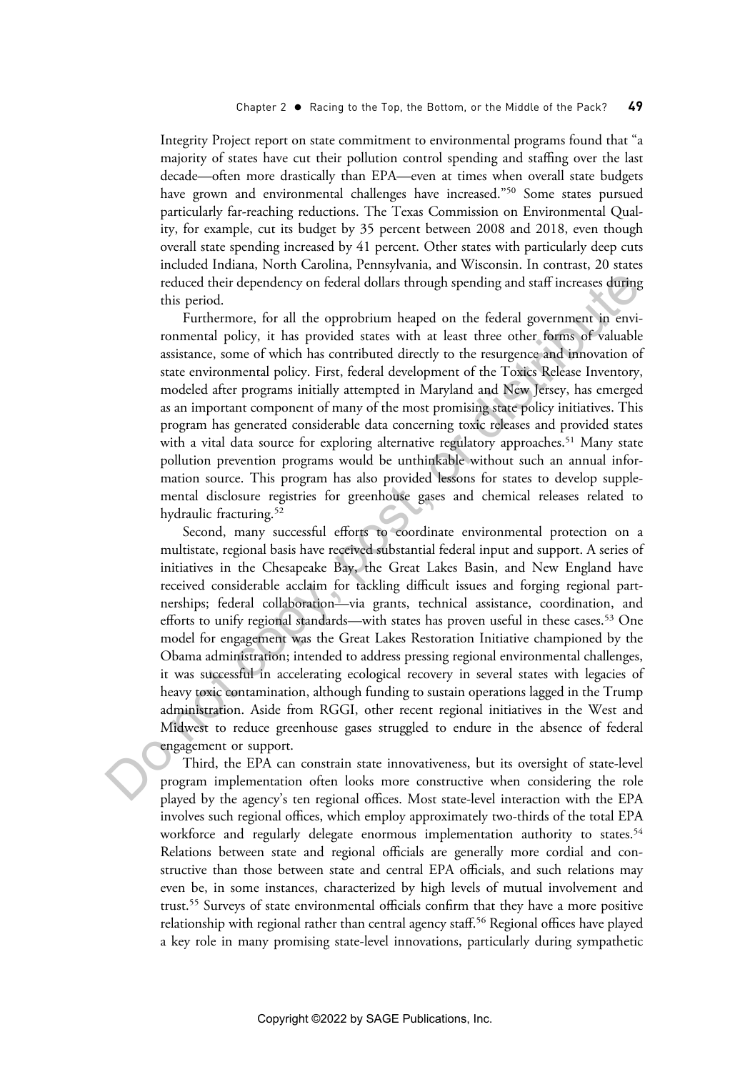Integrity Project report on state commitment to environmental programs found that "a majority of states have cut their pollution control spending and staffing over the last decade—often more drastically than EPA—even at times when overall state budgets have grown and environmental challenges have increased."[50] Some states pursued particularly far-reaching reductions. The Texas Commission on Environmental Quality, for example, cut its budget by 35 percent between 2008 and 2018, even though overall state spending increased by 41 percent. Other states with particularly deep cuts included Indiana, North Carolina, Pennsylvania, and Wisconsin. In contrast, 20 states reduced their dependency on federal dollars through spending and staff increases during this period.

Furthermore, for all the opprobrium heaped on the federal government in environmental policy, it has provided states with at least three other forms of valuable assistance, some of which has contributed directly to the resurgence and innovation of state environmental policy. First, federal development of the Toxics Release Inventory, modeled after programs initially attempted in Maryland and New Jersey, has emerged as an important component of many of the most promising state policy initiatives. This program has generated considerable data concerning toxic releases and provided states with a vital data source for exploring alternative regulatory approaches.[51] Many state pollution prevention programs would be unthinkable without such an annual information source. This program has also provided lessons for states to develop supplemental disclosure registries for greenhouse gases and chemical releases related to hydraulic fracturing.[52]

Second, many successful efforts to coordinate environmental protection on a multistate, regional basis have received substantial federal input and support. A series of initiatives in the Chesapeake Bay, the Great Lakes Basin, and New England have received considerable acclaim for tackling difficult issues and forging regional partnerships; federal collaboration—via grants, technical assistance, coordination, and efforts to unify regional standards—with states has proven useful in these cases.[53] One model for engagement was the Great Lakes Restoration Initiative championed by the Obama administration; intended to address pressing regional environmental challenges, it was successful in accelerating ecological recovery in several states with legacies of heavy toxic contamination, although funding to sustain operations lagged in the Trump administration. Aside from RGGI, other recent regional initiatives in the West and Midwest to reduce greenhouse gases struggled to endure in the absence of federal engagement or support.

Third, the EPA can constrain state innovativeness, but its oversight of state-level program implementation often looks more constructive when considering the role played by the agency's ten regional offices. Most state-level interaction with the EPA involves such regional offices, which employ approximately two-thirds of the total EPA workforce and regularly delegate enormous implementation authority to states.[54] Relations between state and regional officials are generally more cordial and constructive than those between state and central EPA officials, and such relations may even be, in some instances, characterized by high levels of mutual involvement and trust.[55] Surveys of state environmental officials confirm that they have a more positive relationship with regional rather than central agency staff.[56] Regional offices have played a key role in many promising state-level innovations, particularly during sympathetic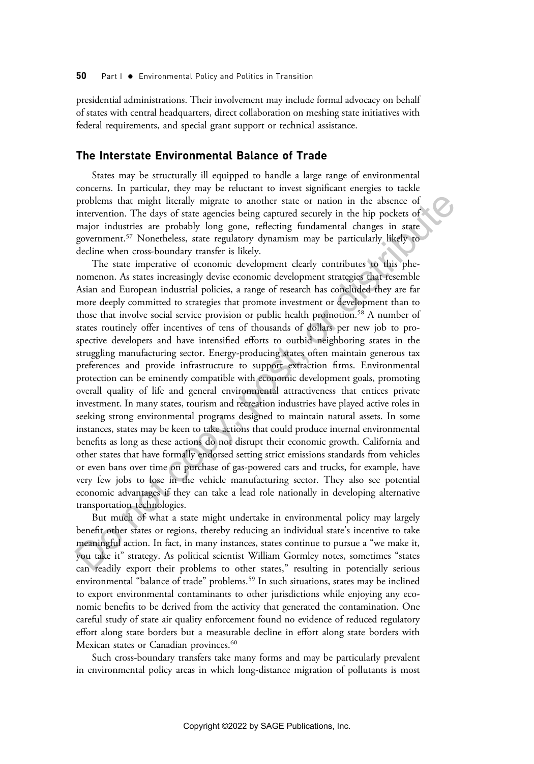presidential administrations. Their involvement may include formal advocacy on behalf of states with central headquarters, direct collaboration on meshing state initiatives with federal requirements, and special grant support or technical assistance.

## The Interstate Environmental Balance of Trade

States may be structurally ill equipped to handle a large range of environmental concerns. In particular, they may be reluctant to invest significant energies to tackle problems that might literally migrate to another state or nation in the absence of intervention. The days of state agencies being captured securely in the hip pockets of major industries are probably long gone, reflecting fundamental changes in state government.[57] Nonetheless, state regulatory dynamism may be particularly likely to decline when cross-boundary transfer is likely.

The state imperative of economic development clearly contributes to this phenomenon. As states increasingly devise economic development strategies that resemble Asian and European industrial policies, a range of research has concluded they are far more deeply committed to strategies that promote investment or development than to those that involve social service provision or public health promotion.[58] A number of states routinely offer incentives of tens of thousands of dollars per new job to prospective developers and have intensified efforts to outbid neighboring states in the struggling manufacturing sector. Energy-producing states often maintain generous tax preferences and provide infrastructure to support extraction firms. Environmental protection can be eminently compatible with economic development goals, promoting overall quality of life and general environmental attractiveness that entices private investment. In many states, tourism and recreation industries have played active roles in seeking strong environmental programs designed to maintain natural assets. In some instances, states may be keen to take actions that could produce internal environmental benefits as long as these actions do not disrupt their economic growth. California and other states that have formally endorsed setting strict emissions standards from vehicles or even bans over time on purchase of gas-powered cars and trucks, for example, have very few jobs to lose in the vehicle manufacturing sector. They also see potential economic advantages if they can take a lead role nationally in developing alternative transportation technologies.

But much of what a state might undertake in environmental policy may largely benefit other states or regions, thereby reducing an individual state's incentive to take meaningful action. In fact, in many instances, states continue to pursue a "we make it, you take it" strategy. As political scientist William Gormley notes, sometimes "states can readily export their problems to other states," resulting in potentially serious environmental "balance of trade" problems.[59] In such situations, states may be inclined to export environmental contaminants to other jurisdictions while enjoying any economic benefits to be derived from the activity that generated the contamination. One careful study of state air quality enforcement found no evidence of reduced regulatory effort along state borders but a measurable decline in effort along state borders with Mexican states or Canadian provinces.[60]

Such cross-boundary transfers take many forms and may be particularly prevalent in environmental policy areas in which long-distance migration of pollutants is most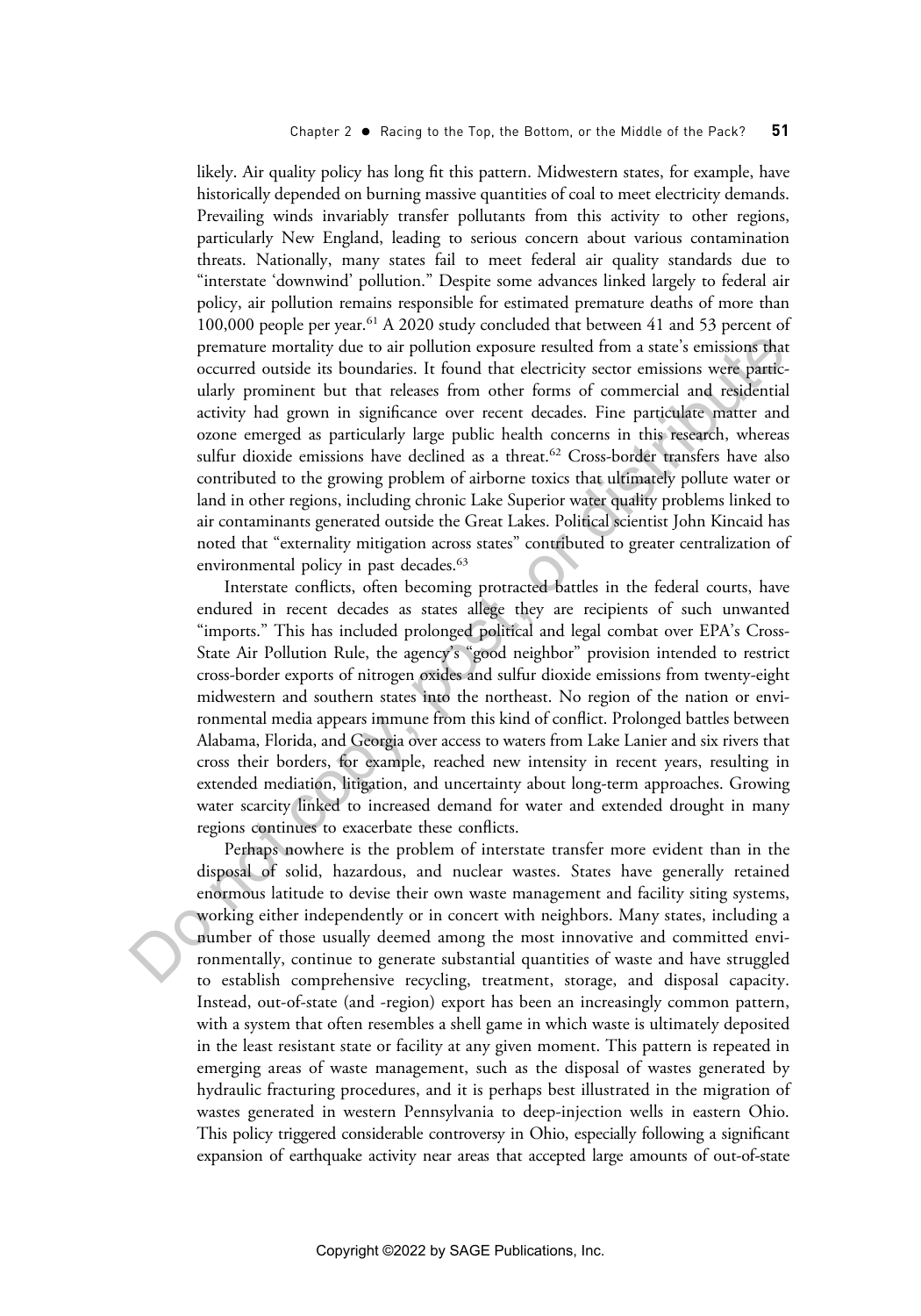likely. Air quality policy has long fit this pattern. Midwestern states, for example, have historically depended on burning massive quantities of coal to meet electricity demands. Prevailing winds invariably transfer pollutants from this activity to other regions, particularly New England, leading to serious concern about various contamination threats. Nationally, many states fail to meet federal air quality standards due to "interstate 'downwind' pollution." Despite some advances linked largely to federal air policy, air pollution remains responsible for estimated premature deaths of more than 100,000 people per year.[61] A 2020 study concluded that between 41 and 53 percent of premature mortality due to air pollution exposure resulted from a state's emissions that occurred outside its boundaries. It found that electricity sector emissions were particularly prominent but that releases from other forms of commercial and residential activity had grown in significance over recent decades. Fine particulate matter and ozone emerged as particularly large public health concerns in this research, whereas sulfur dioxide emissions have declined as a threat.[62] Cross-border transfers have also contributed to the growing problem of airborne toxics that ultimately pollute water or land in other regions, including chronic Lake Superior water quality problems linked to air contaminants generated outside the Great Lakes. Political scientist John Kincaid has noted that "externality mitigation across states" contributed to greater centralization of environmental policy in past decades.[63]

Interstate conflicts, often becoming protracted battles in the federal courts, have endured in recent decades as states allege they are recipients of such unwanted "imports." This has included prolonged political and legal combat over EPA's Cross-State Air Pollution Rule, the agency's "good neighbor" provision intended to restrict cross-border exports of nitrogen oxides and sulfur dioxide emissions from twenty-eight midwestern and southern states into the northeast. No region of the nation or environmental media appears immune from this kind of conflict. Prolonged battles between Alabama, Florida, and Georgia over access to waters from Lake Lanier and six rivers that cross their borders, for example, reached new intensity in recent years, resulting in extended mediation, litigation, and uncertainty about long-term approaches. Growing water scarcity linked to increased demand for water and extended drought in many regions continues to exacerbate these conflicts.

Perhaps nowhere is the problem of interstate transfer more evident than in the disposal of solid, hazardous, and nuclear wastes. States have generally retained enormous latitude to devise their own waste management and facility siting systems, working either independently or in concert with neighbors. Many states, including a number of those usually deemed among the most innovative and committed environmentally, continue to generate substantial quantities of waste and have struggled to establish comprehensive recycling, treatment, storage, and disposal capacity. Instead, out-of-state (and -region) export has been an increasingly common pattern, with a system that often resembles a shell game in which waste is ultimately deposited in the least resistant state or facility at any given moment. This pattern is repeated in emerging areas of waste management, such as the disposal of wastes generated by hydraulic fracturing procedures, and it is perhaps best illustrated in the migration of wastes generated in western Pennsylvania to deep-injection wells in eastern Ohio. This policy triggered considerable controversy in Ohio, especially following a significant expansion of earthquake activity near areas that accepted large amounts of out-of-state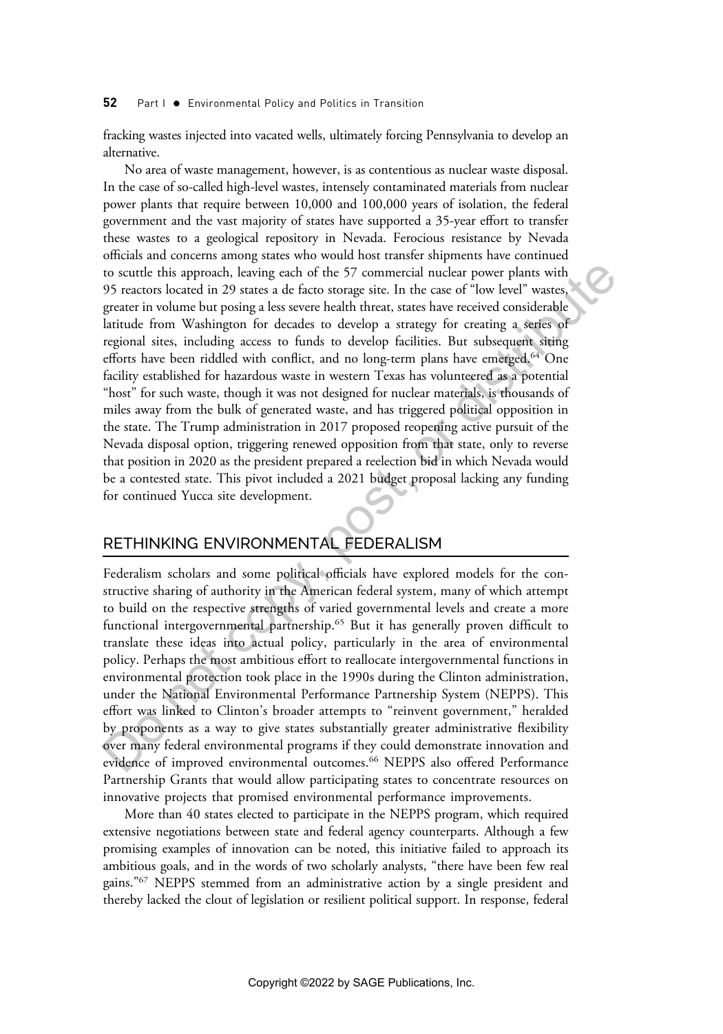fracking wastes injected into vacated wells, ultimately forcing Pennsylvania to develop an alternative.

No area of waste management, however, is as contentious as nuclear waste disposal. In the case of so-called high-level wastes, intensely contaminated materials from nuclear power plants that require between 10,000 and 100,000 years of isolation, the federal government and the vast majority of states have supported a 35-year effort to transfer these wastes to a geological repository in Nevada. Ferocious resistance by Nevada officials and concerns among states who would host transfer shipments have continued to scuttle this approach, leaving each of the 57 commercial nuclear power plants with 95 reactors located in 29 states a de facto storage site. In the case of "low level" wastes, greater in volume but posing a less severe health threat, states have received considerable latitude from Washington for decades to develop a strategy for creating a series of regional sites, including access to funds to develop facilities. But subsequent siting efforts have been riddled with conflict, and no long-term plans have emerged.[64] One facility established for hazardous waste in western Texas has volunteered as a potential "host" for such waste, though it was not designed for nuclear materials, is thousands of miles away from the bulk of generated waste, and has triggered political opposition in the state. The Trump administration in 2017 proposed reopening active pursuit of the Nevada disposal option, triggering renewed opposition from that state, only to reverse that position in 2020 as the president prepared a reelection bid in which Nevada would be a contested state. This pivot included a 2021 budget proposal lacking any funding for continued Yucca site development.

## RETHINKING ENVIRONMENTAL FEDERALISM

Federalism scholars and some political officials have explored models for the constructive sharing of authority in the American federal system, many of which attempt to build on the respective strengths of varied governmental levels and create a more functional intergovernmental partnership.[65] But it has generally proven difficult to translate these ideas into actual policy, particularly in the area of environmental policy. Perhaps the most ambitious effort to reallocate intergovernmental functions in environmental protection took place in the 1990s during the Clinton administration, under the National Environmental Performance Partnership System (NEPPS). This effort was linked to Clinton's broader attempts to "reinvent government," heralded by proponents as a way to give states substantially greater administrative flexibility over many federal environmental programs if they could demonstrate innovation and evidence of improved environmental outcomes.[66] NEPPS also offered Performance Partnership Grants that would allow participating states to concentrate resources on innovative projects that promised environmental performance improvements.

More than 40 states elected to participate in the NEPPS program, which required extensive negotiations between state and federal agency counterparts. Although a few promising examples of innovation can be noted, this initiative failed to approach its ambitious goals, and in the words of two scholarly analysts, "there have been few real gains."[67] NEPPS stemmed from an administrative action by a single president and thereby lacked the clout of legislation or resilient political support. In response, federal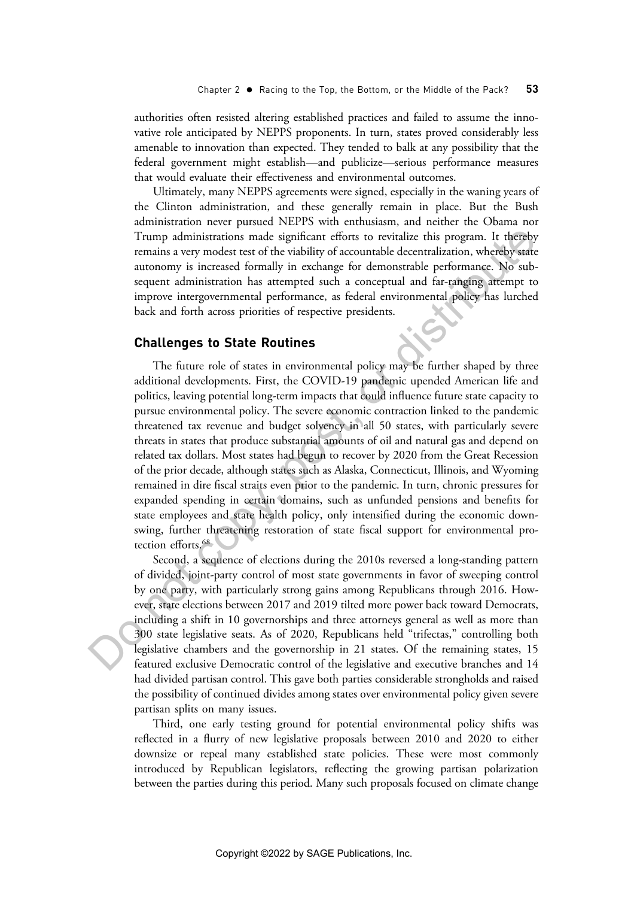authorities often resisted altering established practices and failed to assume the innovative role anticipated by NEPPS proponents. In turn, states proved considerably less amenable to innovation than expected. They tended to balk at any possibility that the federal government might establish—and publicize—serious performance measures that would evaluate their effectiveness and environmental outcomes.

Ultimately, many NEPPS agreements were signed, especially in the waning years of the Clinton administration, and these generally remain in place. But the Bush administration never pursued NEPPS with enthusiasm, and neither the Obama nor Trump administrations made significant efforts to revitalize this program. It thereby remains a very modest test of the viability of accountable decentralization, whereby state autonomy is increased formally in exchange for demonstrable performance. No subsequent administration has attempted such a conceptual and far-ranging attempt to improve intergovernmental performance, as federal environmental policy has lurched back and forth across priorities of respective presidents.

## Challenges to State Routines

The future role of states in environmental policy may be further shaped by three additional developments. First, the COVID-19 pandemic upended American life and politics, leaving potential long-term impacts that could influence future state capacity to pursue environmental policy. The severe economic contraction linked to the pandemic threatened tax revenue and budget solvency in all 50 states, with particularly severe threats in states that produce substantial amounts of oil and natural gas and depend on related tax dollars. Most states had begun to recover by 2020 from the Great Recession of the prior decade, although states such as Alaska, Connecticut, Illinois, and Wyoming remained in dire fiscal straits even prior to the pandemic. In turn, chronic pressures for expanded spending in certain domains, such as unfunded pensions and benefits for state employees and state health policy, only intensified during the economic downswing, further threatening restoration of state fiscal support for environmental protection efforts.[68]

Second, a sequence of elections during the 2010s reversed a long-standing pattern of divided, joint-party control of most state governments in favor of sweeping control by one party, with particularly strong gains among Republicans through 2016. However, state elections between 2017 and 2019 tilted more power back toward Democrats, including a shift in 10 governorships and three attorneys general as well as more than 300 state legislative seats. As of 2020, Republicans held "trifectas," controlling both legislative chambers and the governorship in 21 states. Of the remaining states, 15 featured exclusive Democratic control of the legislative and executive branches and 14 had divided partisan control. This gave both parties considerable strongholds and raised the possibility of continued divides among states over environmental policy given severe partisan splits on many issues.

Third, one early testing ground for potential environmental policy shifts was reflected in a flurry of new legislative proposals between 2010 and 2020 to either downsize or repeal many established state policies. These were most commonly introduced by Republican legislators, reflecting the growing partisan polarization between the parties during this period. Many such proposals focused on climate change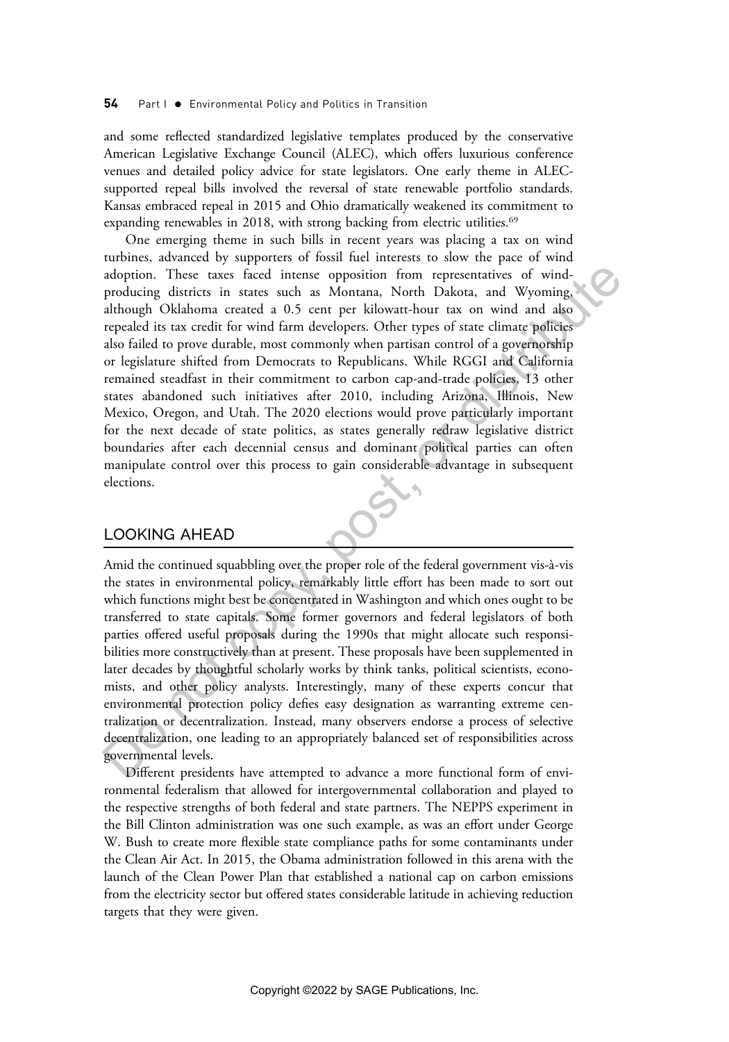and some reflected standardized legislative templates produced by the conservative American Legislative Exchange Council (ALEC), which offers luxurious conference venues and detailed policy advice for state legislators. One early theme in ALEC-supported repeal bills involved the reversal of state renewable portfolio standards. Kansas embraced repeal in 2015 and Ohio dramatically weakened its commitment to expanding renewables in 2018, with strong backing from electric utilities.[69]

One emerging theme in such bills in recent years was placing a tax on wind turbines, advanced by supporters of fossil fuel interests to slow the pace of wind adoption. These taxes faced intense opposition from representatives of wind-producing districts in states such as Montana, North Dakota, and Wyoming, although Oklahoma created a 0.5 cent per kilowatt-hour tax on wind and also repealed its tax credit for wind farm developers. Other types of state climate policies also failed to prove durable, most commonly when partisan control of a governorship or legislature shifted from Democrats to Republicans. While RGGI and California remained steadfast in their commitment to carbon cap-and-trade policies, 13 other states abandoned such initiatives after 2010, including Arizona, Illinois, New Mexico, Oregon, and Utah. The 2020 elections would prove particularly important for the next decade of state politics, as states generally redraw legislative district boundaries after each decennial census and dominant political parties can often manipulate control over this process to gain considerable advantage in subsequent elections.

## LOOKING AHEAD

Amid the continued squabbling over the proper role of the federal government vis-à-vis the states in environmental policy, remarkably little effort has been made to sort out which functions might best be concentrated in Washington and which ones ought to be transferred to state capitals. Some former governors and federal legislators of both parties offered useful proposals during the 1990s that might allocate such responsibilities more constructively than at present. These proposals have been supplemented in later decades by thoughtful scholarly works by think tanks, political scientists, economists, and other policy analysts. Interestingly, many of these experts concur that environmental protection policy defies easy designation as warranting extreme centralization or decentralization. Instead, many observers endorse a process of selective decentralization, one leading to an appropriately balanced set of responsibilities across governmental levels.

Different presidents have attempted to advance a more functional form of environmental federalism that allowed for intergovernmental collaboration and played to the respective strengths of both federal and state partners. The NEPPS experiment in the Bill Clinton administration was one such example, as was an effort under George W. Bush to create more flexible state compliance paths for some contaminants under the Clean Air Act. In 2015, the Obama administration followed in this arena with the launch of the Clean Power Plan that established a national cap on carbon emissions from the electricity sector but offered states considerable latitude in achieving reduction targets that they were given.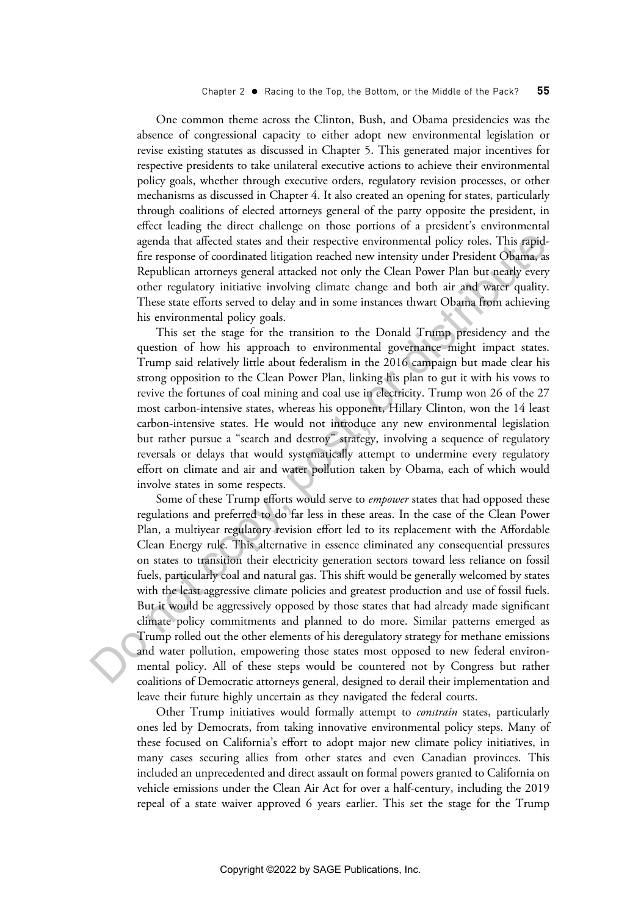One common theme across the Clinton, Bush, and Obama presidencies was the absence of congressional capacity to either adopt new environmental legislation or revise existing statutes as discussed in Chapter 5. This generated major incentives for respective presidents to take unilateral executive actions to achieve their environmental policy goals, whether through executive orders, regulatory revision processes, or other mechanisms as discussed in Chapter 4. It also created an opening for states, particularly through coalitions of elected attorneys general of the party opposite the president, in effect leading the direct challenge on those portions of a president's environmental agenda that affected states and their respective environmental policy roles. This rapid-fire response of coordinated litigation reached new intensity under President Obama, as Republican attorneys general attacked not only the Clean Power Plan but nearly every other regulatory initiative involving climate change and both air and water quality. These state efforts served to delay and in some instances thwart Obama from achieving his environmental policy goals.

This set the stage for the transition to the Donald Trump presidency and the question of how his approach to environmental governance might impact states. Trump said relatively little about federalism in the 2016 campaign but made clear his strong opposition to the Clean Power Plan, linking his plan to gut it with his vows to revive the fortunes of coal mining and coal use in electricity. Trump won 26 of the 27 most carbon-intensive states, whereas his opponent, Hillary Clinton, won the 14 least carbon-intensive states. He would not introduce any new environmental legislation but rather pursue a "search and destroy" strategy, involving a sequence of regulatory reversals or delays that would systematically attempt to undermine every regulatory effort on climate and air and water pollution taken by Obama, each of which would involve states in some respects.

Some of these Trump efforts would serve to *empower* states that had opposed these regulations and preferred to do far less in these areas. In the case of the Clean Power Plan, a multiyear regulatory revision effort led to its replacement with the Affordable Clean Energy rule. This alternative in essence eliminated any consequential pressures on states to transition their electricity generation sectors toward less reliance on fossil fuels, particularly coal and natural gas. This shift would be generally welcomed by states with the least aggressive climate policies and greatest production and use of fossil fuels. But it would be aggressively opposed by those states that had already made significant climate policy commitments and planned to do more. Similar patterns emerged as Trump rolled out the other elements of his deregulatory strategy for methane emissions and water pollution, empowering those states most opposed to new federal environmental policy. All of these steps would be countered not by Congress but rather coalitions of Democratic attorneys general, designed to derail their implementation and leave their future highly uncertain as they navigated the federal courts.

Other Trump initiatives would formally attempt to *constrain* states, particularly ones led by Democrats, from taking innovative environmental policy steps. Many of these focused on California's effort to adopt major new climate policy initiatives, in many cases securing allies from other states and even Canadian provinces. This included an unprecedented and direct assault on formal powers granted to California on vehicle emissions under the Clean Air Act for over a half-century, including the 2019 repeal of a state waiver approved 6 years earlier. This set the stage for the Trump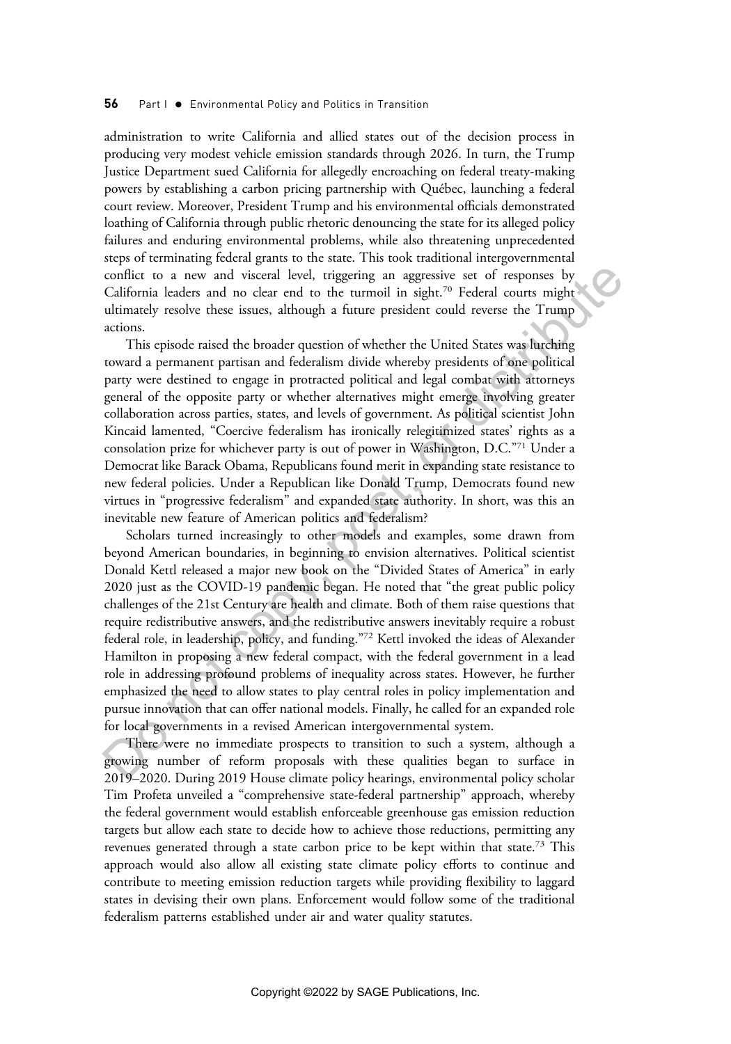administration to write California and allied states out of the decision process in producing very modest vehicle emission standards through 2026. In turn, the Trump Justice Department sued California for allegedly encroaching on federal treaty-making powers by establishing a carbon pricing partnership with Québec, launching a federal court review. Moreover, President Trump and his environmental officials demonstrated loathing of California through public rhetoric denouncing the state for its alleged policy failures and enduring environmental problems, while also threatening unprecedented steps of terminating federal grants to the state. This took traditional intergovernmental conflict to a new and visceral level, triggering an aggressive set of responses by California leaders and no clear end to the turmoil in sight.[70] Federal courts might ultimately resolve these issues, although a future president could reverse the Trump actions.

This episode raised the broader question of whether the United States was lurching toward a permanent partisan and federalism divide whereby presidents of one political party were destined to engage in protracted political and legal combat with attorneys general of the opposite party or whether alternatives might emerge involving greater collaboration across parties, states, and levels of government. As political scientist John Kincaid lamented, "Coercive federalism has ironically relegitimized states' rights as a consolation prize for whichever party is out of power in Washington, D.C."[71] Under a Democrat like Barack Obama, Republicans found merit in expanding state resistance to new federal policies. Under a Republican like Donald Trump, Democrats found new virtues in "progressive federalism" and expanded state authority. In short, was this an inevitable new feature of American politics and federalism?

Scholars turned increasingly to other models and examples, some drawn from beyond American boundaries, in beginning to envision alternatives. Political scientist Donald Kettl released a major new book on the "Divided States of America" in early 2020 just as the COVID-19 pandemic began. He noted that "the great public policy challenges of the 21st Century are health and climate. Both of them raise questions that require redistributive answers, and the redistributive answers inevitably require a robust federal role, in leadership, policy, and funding."[72] Kettl invoked the ideas of Alexander Hamilton in proposing a new federal compact, with the federal government in a lead role in addressing profound problems of inequality across states. However, he further emphasized the need to allow states to play central roles in policy implementation and pursue innovation that can offer national models. Finally, he called for an expanded role for local governments in a revised American intergovernmental system.

There were no immediate prospects to transition to such a system, although a growing number of reform proposals with these qualities began to surface in 2019–2020. During 2019 House climate policy hearings, environmental policy scholar Tim Profeta unveiled a "comprehensive state-federal partnership" approach, whereby the federal government would establish enforceable greenhouse gas emission reduction targets but allow each state to decide how to achieve those reductions, permitting any revenues generated through a state carbon price to be kept within that state.[73] This approach would also allow all existing state climate policy efforts to continue and contribute to meeting emission reduction targets while providing flexibility to laggard states in devising their own plans. Enforcement would follow some of the traditional federalism patterns established under air and water quality statutes.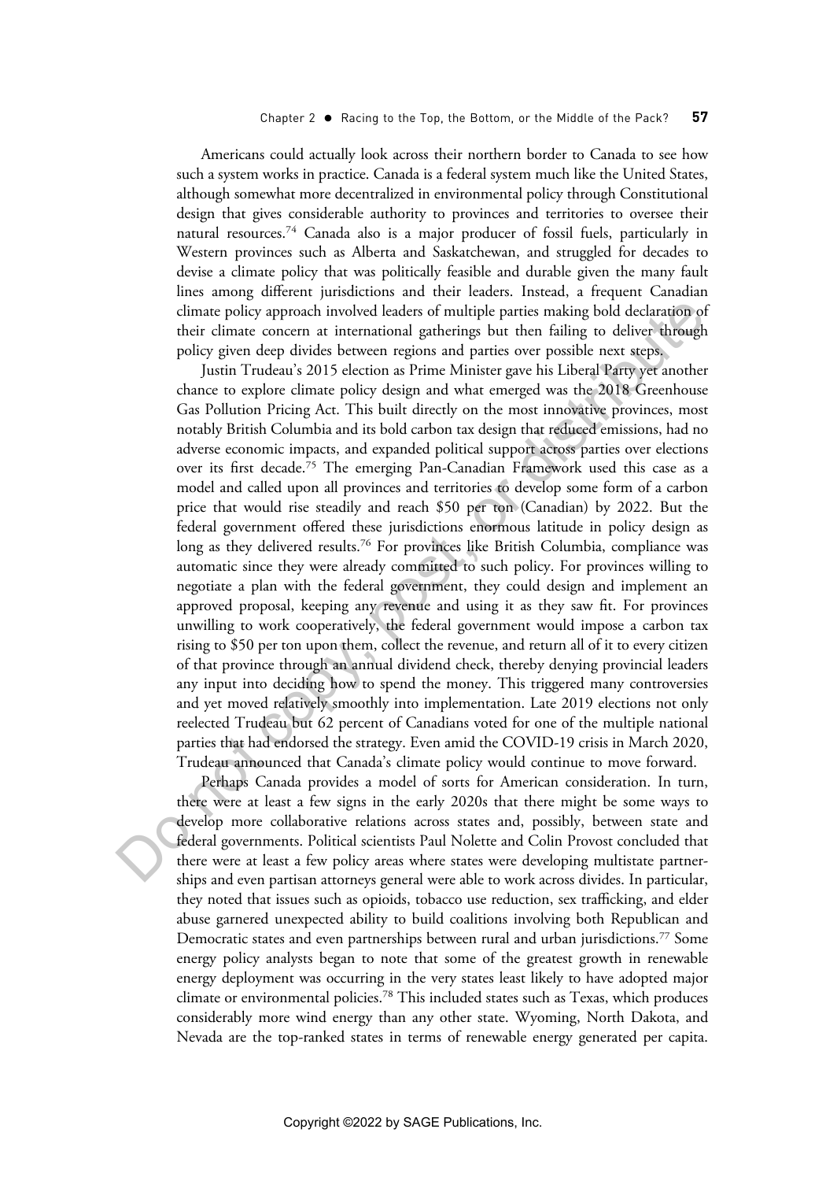Americans could actually look across their northern border to Canada to see how such a system works in practice. Canada is a federal system much like the United States, although somewhat more decentralized in environmental policy through Constitutional design that gives considerable authority to provinces and territories to oversee their natural resources.[74] Canada also is a major producer of fossil fuels, particularly in Western provinces such as Alberta and Saskatchewan, and struggled for decades to devise a climate policy that was politically feasible and durable given the many fault lines among different jurisdictions and their leaders. Instead, a frequent Canadian climate policy approach involved leaders of multiple parties making bold declaration of their climate concern at international gatherings but then failing to deliver through policy given deep divides between regions and parties over possible next steps.

Justin Trudeau's 2015 election as Prime Minister gave his Liberal Party yet another chance to explore climate policy design and what emerged was the 2018 Greenhouse Gas Pollution Pricing Act. This built directly on the most innovative provinces, most notably British Columbia and its bold carbon tax design that reduced emissions, had no adverse economic impacts, and expanded political support across parties over elections over its first decade.[75] The emerging Pan-Canadian Framework used this case as a model and called upon all provinces and territories to develop some form of a carbon price that would rise steadily and reach $50 per ton (Canadian) by 2022. But the federal government offered these jurisdictions enormous latitude in policy design as long as they delivered results.[76] For provinces like British Columbia, compliance was automatic since they were already committed to such policy. For provinces willing to negotiate a plan with the federal government, they could design and implement an approved proposal, keeping any revenue and using it as they saw fit. For provinces unwilling to work cooperatively, the federal government would impose a carbon tax rising to $50 per ton upon them, collect the revenue, and return all of it to every citizen of that province through an annual dividend check, thereby denying provincial leaders any input into deciding how to spend the money. This triggered many controversies and yet moved relatively smoothly into implementation. Late 2019 elections not only reelected Trudeau but 62 percent of Canadians voted for one of the multiple national parties that had endorsed the strategy. Even amid the COVID-19 crisis in March 2020, Trudeau announced that Canada's climate policy would continue to move forward.

Perhaps Canada provides a model of sorts for American consideration. In turn, there were at least a few signs in the early 2020s that there might be some ways to develop more collaborative relations across states and, possibly, between state and federal governments. Political scientists Paul Nolette and Colin Provost concluded that there were at least a few policy areas where states were developing multistate partnerships and even partisan attorneys general were able to work across divides. In particular, they noted that issues such as opioids, tobacco use reduction, sex trafficking, and elder abuse garnered unexpected ability to build coalitions involving both Republican and Democratic states and even partnerships between rural and urban jurisdictions.[77] Some energy policy analysts began to note that some of the greatest growth in renewable energy deployment was occurring in the very states least likely to have adopted major climate or environmental policies.[78] This included states such as Texas, which produces considerably more wind energy than any other state. Wyoming, North Dakota, and Nevada are the top-ranked states in terms of renewable energy generated per capita.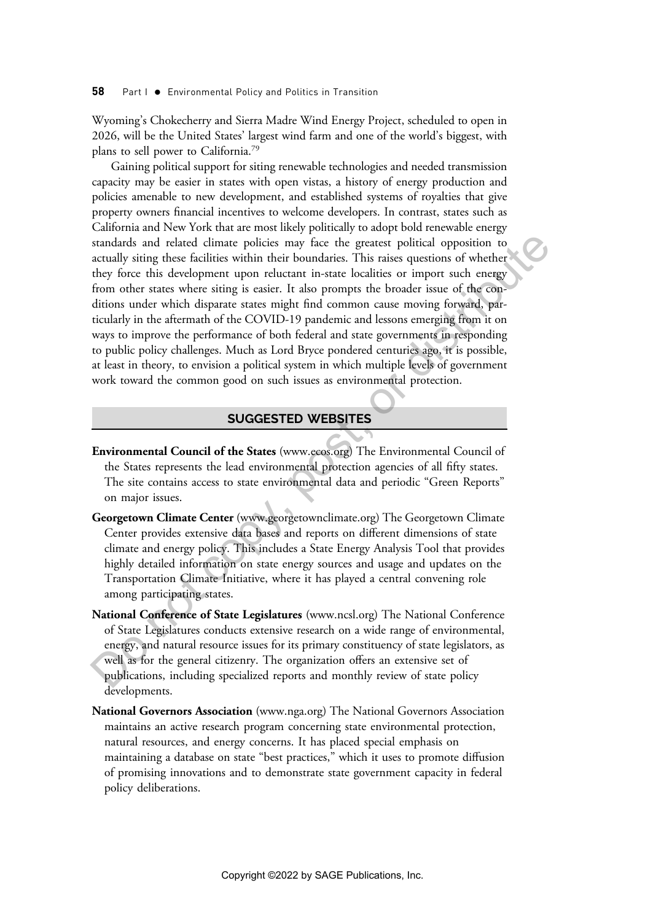Wyoming's Chokecherry and Sierra Madre Wind Energy Project, scheduled to open in 2026, will be the United States' largest wind farm and one of the world's biggest, with plans to sell power to California.[79]

Gaining political support for siting renewable technologies and needed transmission capacity may be easier in states with open vistas, a history of energy production and policies amenable to new development, and established systems of royalties that give property owners financial incentives to welcome developers. In contrast, states such as California and New York that are most likely politically to adopt bold renewable energy standards and related climate policies may face the greatest political opposition to actually siting these facilities within their boundaries. This raises questions of whether they force this development upon reluctant in-state localities or import such energy from other states where siting is easier. It also prompts the broader issue of the conditions under which disparate states might find common cause moving forward, particularly in the aftermath of the COVID-19 pandemic and lessons emerging from it on ways to improve the performance of both federal and state governments in responding to public policy challenges. Much as Lord Bryce pondered centuries ago, it is possible, at least in theory, to envision a political system in which multiple levels of government work toward the common good on such issues as environmental protection.

## SUGGESTED WEBSITES

**Environmental Council of the States** (www.ecos.org) The Environmental Council of the States represents the lead environmental protection agencies of all fifty states. The site contains access to state environmental data and periodic "Green Reports" on major issues.

**Georgetown Climate Center** (www.georgetownclimate.org) The Georgetown Climate Center provides extensive data bases and reports on different dimensions of state climate and energy policy. This includes a State Energy Analysis Tool that provides highly detailed information on state energy sources and usage and updates on the Transportation Climate Initiative, where it has played a central convening role among participating states.

**National Conference of State Legislatures** (www.ncsl.org) The National Conference of State Legislatures conducts extensive research on a wide range of environmental, energy, and natural resource issues for its primary constituency of state legislators, as well as for the general citizenry. The organization offers an extensive set of publications, including specialized reports and monthly review of state policy developments.

**National Governors Association** (www.nga.org) The National Governors Association maintains an active research program concerning state environmental protection, natural resources, and energy concerns. It has placed special emphasis on maintaining a database on state "best practices," which it uses to promote diffusion of promising innovations and to demonstrate state government capacity in federal policy deliberations.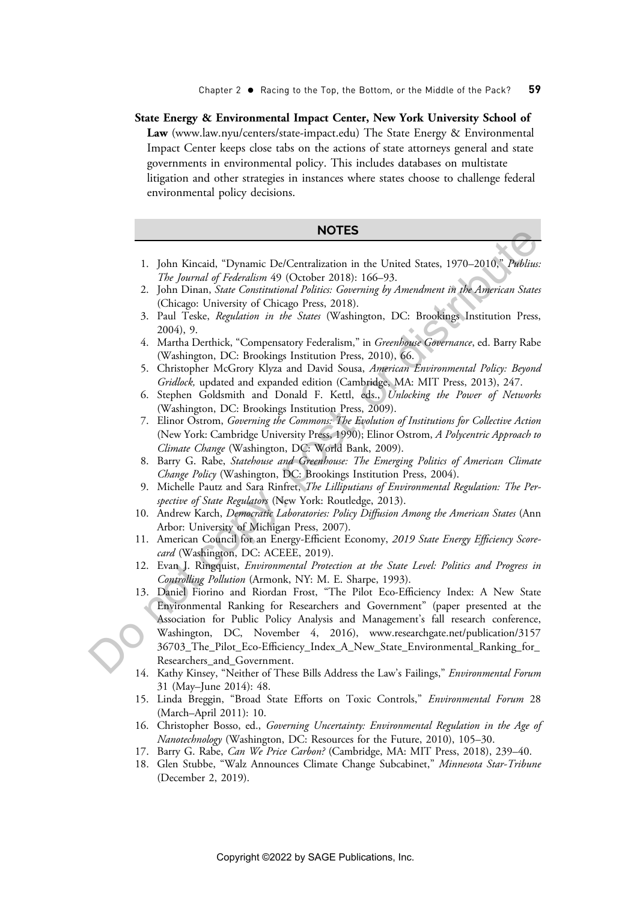**State Energy & Environmental Impact Center, New York University School of Law** (www.law.nyu/centers/state-impact.edu) The State Energy & Environmental Impact Center keeps close tabs on the actions of state attorneys general and state governments in environmental policy. This includes databases on multistate litigation and other strategies in instances where states choose to challenge federal environmental policy decisions.

## NOTES

1. John Kincaid, "Dynamic De/Centralization in the United States, 1970–2010," *Publius: The Journal of Federalism* 49 (October 2018): 166–93.
2. John Dinan, *State Constitutional Politics: Governing by Amendment in the American States* (Chicago: University of Chicago Press, 2018).
3. Paul Teske, *Regulation in the States* (Washington, DC: Brookings Institution Press, 2004), 9.
4. Martha Derthick, "Compensatory Federalism," in *Greenhouse Governance*, ed. Barry Rabe (Washington, DC: Brookings Institution Press, 2010), 66.
5. Christopher McGrory Klyza and David Sousa, *American Environmental Policy: Beyond Gridlock,* updated and expanded edition (Cambridge, MA: MIT Press, 2013), 247.
6. Stephen Goldsmith and Donald F. Kettl, eds., *Unlocking the Power of Networks* (Washington, DC: Brookings Institution Press, 2009).
7. Elinor Ostrom, *Governing the Commons: The Evolution of Institutions for Collective Action* (New York: Cambridge University Press, 1990); Elinor Ostrom, *A Polycentric Approach to Climate Change* (Washington, DC: World Bank, 2009).
8. Barry G. Rabe, *Statehouse and Greenhouse: The Emerging Politics of American Climate Change Policy* (Washington, DC: Brookings Institution Press, 2004).
9. Michelle Pautz and Sara Rinfret, *The Lilliputians of Environmental Regulation: The Perspective of State Regulators* (New York: Routledge, 2013).
10. Andrew Karch, *Democratic Laboratories: Policy Diffusion Among the American States* (Ann Arbor: University of Michigan Press, 2007).
11. American Council for an Energy-Efficient Economy, *2019 State Energy Efficiency Scorecard* (Washington, DC: ACEEE, 2019).
12. Evan J. Ringquist, *Environmental Protection at the State Level: Politics and Progress in Controlling Pollution* (Armonk, NY: M. E. Sharpe, 1993).
13. Daniel Fiorino and Riordan Frost, "The Pilot Eco-Efficiency Index: A New State Environmental Ranking for Researchers and Government" (paper presented at the Association for Public Policy Analysis and Management's fall research conference, Washington, DC, November 4, 2016), www.researchgate.net/publication/315736703_The_Pilot_Eco-Efficiency_Index_A_New_State_Environmental_Ranking_for_Researchers_and_Government.
14. Kathy Kinsey, "Neither of These Bills Address the Law's Failings," *Environmental Forum* 31 (May–June 2014): 48.
15. Linda Breggin, "Broad State Efforts on Toxic Controls," *Environmental Forum* 28 (March–April 2011): 10.
16. Christopher Bosso, ed., *Governing Uncertainty: Environmental Regulation in the Age of Nanotechnology* (Washington, DC: Resources for the Future, 2010), 105–30.
17. Barry G. Rabe, *Can We Price Carbon?* (Cambridge, MA: MIT Press, 2018), 239–40.
18. Glen Stubbe, "Walz Announces Climate Change Subcabinet," *Minnesota Star-Tribune* (December 2, 2019).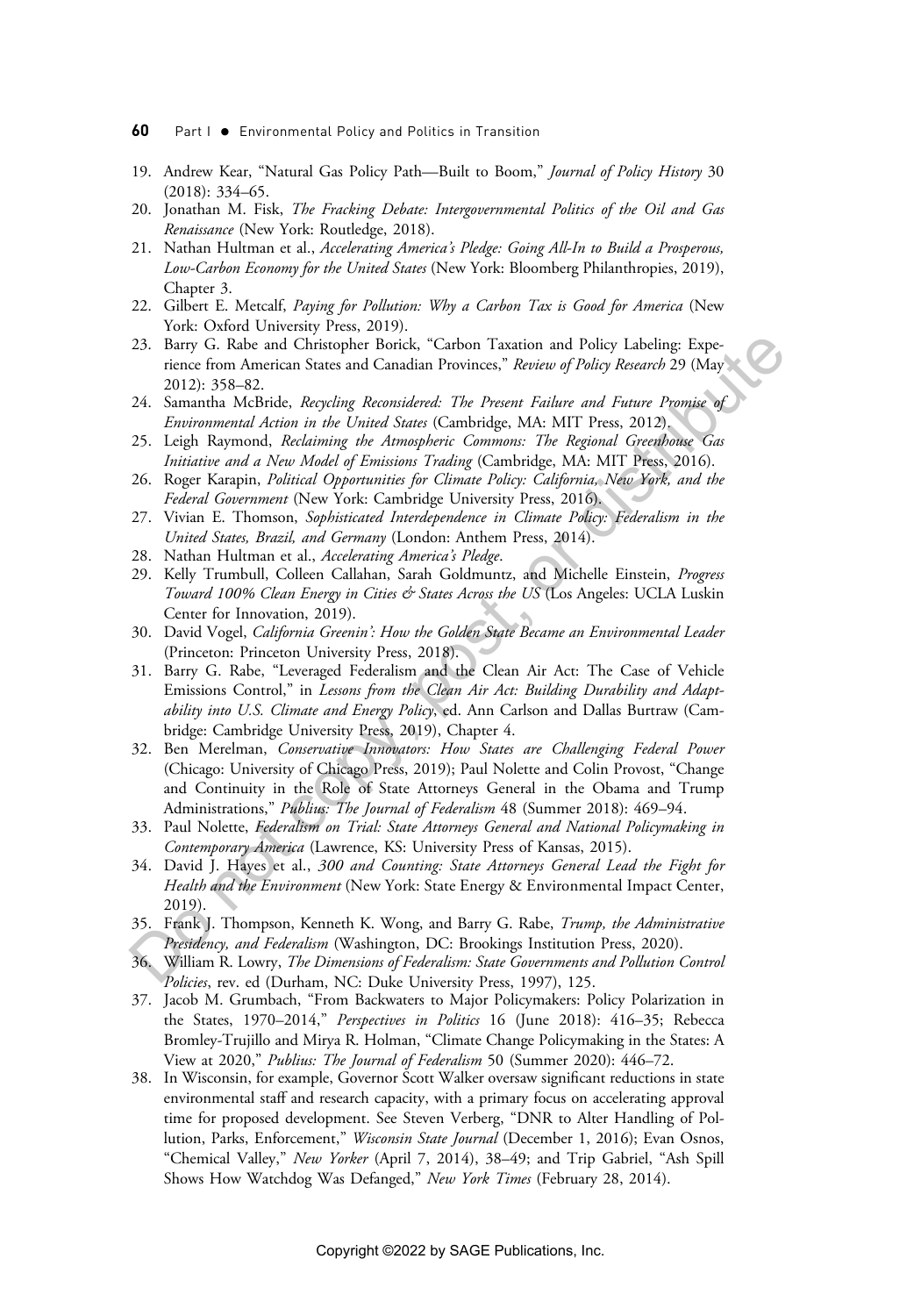19. Andrew Kear, "Natural Gas Policy Path—Built to Boom," *Journal of Policy History* 30 (2018): 334–65.
20. Jonathan M. Fisk, *The Fracking Debate: Intergovernmental Politics of the Oil and Gas Renaissance* (New York: Routledge, 2018).
21. Nathan Hultman et al., *Accelerating America's Pledge: Going All-In to Build a Prosperous, Low-Carbon Economy for the United States* (New York: Bloomberg Philanthropies, 2019), Chapter 3.
22. Gilbert E. Metcalf, *Paying for Pollution: Why a Carbon Tax is Good for America* (New York: Oxford University Press, 2019).
23. Barry G. Rabe and Christopher Borick, "Carbon Taxation and Policy Labeling: Experience from American States and Canadian Provinces," *Review of Policy Research* 29 (May 2012): 358–82.
24. Samantha McBride, *Recycling Reconsidered: The Present Failure and Future Promise of Environmental Action in the United States* (Cambridge, MA: MIT Press, 2012).
25. Leigh Raymond, *Reclaiming the Atmospheric Commons: The Regional Greenhouse Gas Initiative and a New Model of Emissions Trading* (Cambridge, MA: MIT Press, 2016).
26. Roger Karapin, *Political Opportunities for Climate Policy: California, New York, and the Federal Government* (New York: Cambridge University Press, 2016).
27. Vivian E. Thomson, *Sophisticated Interdependence in Climate Policy: Federalism in the United States, Brazil, and Germany* (London: Anthem Press, 2014).
28. Nathan Hultman et al., *Accelerating America's Pledge*.
29. Kelly Trumbull, Colleen Callahan, Sarah Goldmuntz, and Michelle Einstein, *Progress Toward 100% Clean Energy in Cities & States Across the US* (Los Angeles: UCLA Luskin Center for Innovation, 2019).
30. David Vogel, *California Greenin': How the Golden State Became an Environmental Leader* (Princeton: Princeton University Press, 2018).
31. Barry G. Rabe, "Leveraged Federalism and the Clean Air Act: The Case of Vehicle Emissions Control," in *Lessons from the Clean Air Act: Building Durability and Adaptability into U.S. Climate and Energy Policy*, ed. Ann Carlson and Dallas Burtraw (Cambridge: Cambridge University Press, 2019), Chapter 4.
32. Ben Merelman, *Conservative Innovators: How States are Challenging Federal Power* (Chicago: University of Chicago Press, 2019); Paul Nolette and Colin Provost, "Change and Continuity in the Role of State Attorneys General in the Obama and Trump Administrations," *Publius: The Journal of Federalism* 48 (Summer 2018): 469–94.
33. Paul Nolette, *Federalism on Trial: State Attorneys General and National Policymaking in Contemporary America* (Lawrence, KS: University Press of Kansas, 2015).
34. David J. Hayes et al., *300 and Counting: State Attorneys General Lead the Fight for Health and the Environment* (New York: State Energy & Environmental Impact Center, 2019).
35. Frank J. Thompson, Kenneth K. Wong, and Barry G. Rabe, *Trump, the Administrative Presidency, and Federalism* (Washington, DC: Brookings Institution Press, 2020).
36. William R. Lowry, *The Dimensions of Federalism: State Governments and Pollution Control Policies*, rev. ed (Durham, NC: Duke University Press, 1997), 125.
37. Jacob M. Grumbach, "From Backwaters to Major Policymakers: Policy Polarization in the States, 1970–2014," *Perspectives in Politics* 16 (June 2018): 416–35; Rebecca Bromley-Trujillo and Mirya R. Holman, "Climate Change Policymaking in the States: A View at 2020," *Publius: The Journal of Federalism* 50 (Summer 2020): 446–72.
38. In Wisconsin, for example, Governor Scott Walker oversaw significant reductions in state environmental staff and research capacity, with a primary focus on accelerating approval time for proposed development. See Steven Verberg, "DNR to Alter Handling of Pollution, Parks, Enforcement," *Wisconsin State Journal* (December 1, 2016); Evan Osnos, "Chemical Valley," *New Yorker* (April 7, 2014), 38–49; and Trip Gabriel, "Ash Spill Shows How Watchdog Was Defanged," *New York Times* (February 28, 2014).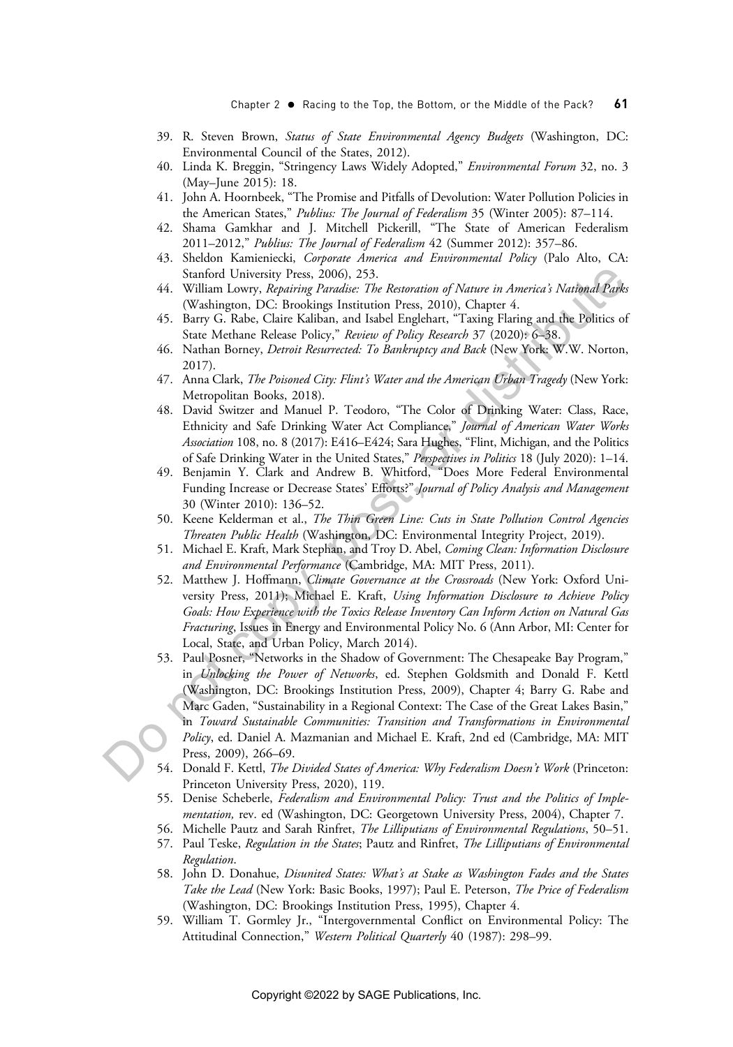39. R. Steven Brown, *Status of State Environmental Agency Budgets* (Washington, DC: Environmental Council of the States, 2012).
40. Linda K. Breggin, "Stringency Laws Widely Adopted," *Environmental Forum* 32, no. 3 (May–June 2015): 18.
41. John A. Hoornbeek, "The Promise and Pitfalls of Devolution: Water Pollution Policies in the American States," *Publius: The Journal of Federalism* 35 (Winter 2005): 87–114.
42. Shama Gamkhar and J. Mitchell Pickerill, "The State of American Federalism 2011–2012," *Publius: The Journal of Federalism* 42 (Summer 2012): 357–86.
43. Sheldon Kamieniecki, *Corporate America and Environmental Policy* (Palo Alto, CA: Stanford University Press, 2006), 253.
44. William Lowry, *Repairing Paradise: The Restoration of Nature in America's National Parks* (Washington, DC: Brookings Institution Press, 2010), Chapter 4.
45. Barry G. Rabe, Claire Kaliban, and Isabel Englehart, "Taxing Flaring and the Politics of State Methane Release Policy," *Review of Policy Research* 37 (2020): 6–38.
46. Nathan Borney, *Detroit Resurrected: To Bankruptcy and Back* (New York: W.W. Norton, 2017).
47. Anna Clark, *The Poisoned City: Flint's Water and the American Urban Tragedy* (New York: Metropolitan Books, 2018).
48. David Switzer and Manuel P. Teodoro, "The Color of Drinking Water: Class, Race, Ethnicity and Safe Drinking Water Act Compliance," *Journal of American Water Works Association* 108, no. 8 (2017): E416–E424; Sara Hughes, "Flint, Michigan, and the Politics of Safe Drinking Water in the United States," *Perspectives in Politics* 18 (July 2020): 1–14.
49. Benjamin Y. Clark and Andrew B. Whitford, "Does More Federal Environmental Funding Increase or Decrease States' Efforts?" *Journal of Policy Analysis and Management* 30 (Winter 2010): 136–52.
50. Keene Kelderman et al., *The Thin Green Line: Cuts in State Pollution Control Agencies Threaten Public Health* (Washington, DC: Environmental Integrity Project, 2019).
51. Michael E. Kraft, Mark Stephan, and Troy D. Abel, *Coming Clean: Information Disclosure and Environmental Performance* (Cambridge, MA: MIT Press, 2011).
52. Matthew J. Hoffmann, *Climate Governance at the Crossroads* (New York: Oxford University Press, 2011); Michael E. Kraft, *Using Information Disclosure to Achieve Policy Goals: How Experience with the Toxics Release Inventory Can Inform Action on Natural Gas Fracturing*, Issues in Energy and Environmental Policy No. 6 (Ann Arbor, MI: Center for Local, State, and Urban Policy, March 2014).
53. Paul Posner, "Networks in the Shadow of Government: The Chesapeake Bay Program," in *Unlocking the Power of Networks*, ed. Stephen Goldsmith and Donald F. Kettl (Washington, DC: Brookings Institution Press, 2009), Chapter 4; Barry G. Rabe and Marc Gaden, "Sustainability in a Regional Context: The Case of the Great Lakes Basin," in *Toward Sustainable Communities: Transition and Transformations in Environmental Policy*, ed. Daniel A. Mazmanian and Michael E. Kraft, 2nd ed (Cambridge, MA: MIT Press, 2009), 266–69.
54. Donald F. Kettl, *The Divided States of America: Why Federalism Doesn't Work* (Princeton: Princeton University Press, 2020), 119.
55. Denise Scheberle, *Federalism and Environmental Policy: Trust and the Politics of Implementation,* rev. ed (Washington, DC: Georgetown University Press, 2004), Chapter 7.
56. Michelle Pautz and Sarah Rinfret, *The Lilliputians of Environmental Regulations*, 50–51.
57. Paul Teske, *Regulation in the States*; Pautz and Rinfret, *The Lilliputians of Environmental Regulation*.
58. John D. Donahue, *Disunited States: What's at Stake as Washington Fades and the States Take the Lead* (New York: Basic Books, 1997); Paul E. Peterson, *The Price of Federalism* (Washington, DC: Brookings Institution Press, 1995), Chapter 4.
59. William T. Gormley Jr., "Intergovernmental Conflict on Environmental Policy: The Attitudinal Connection," *Western Political Quarterly* 40 (1987): 298–99.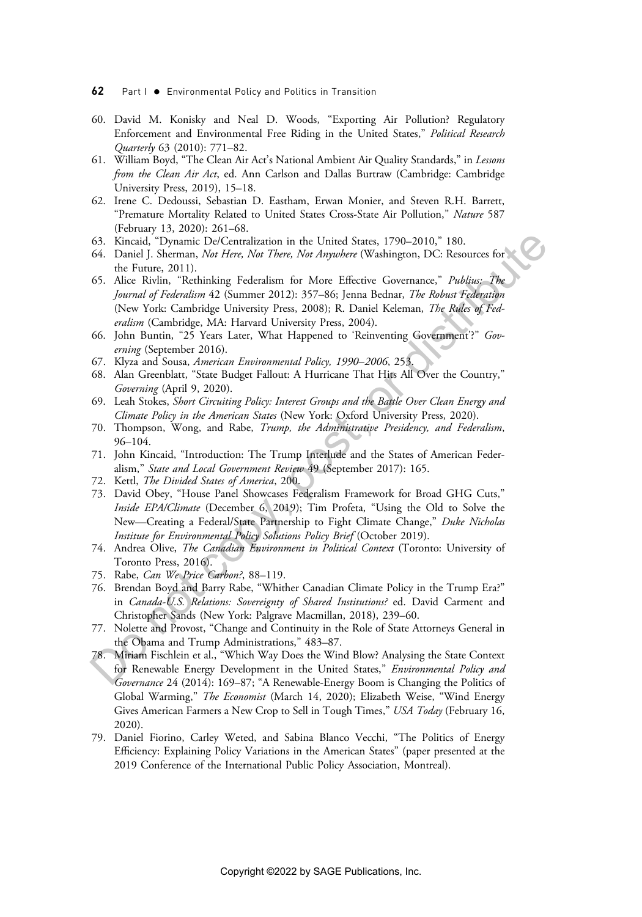60. David M. Konisky and Neal D. Woods, "Exporting Air Pollution? Regulatory Enforcement and Environmental Free Riding in the United States," *Political Research Quarterly* 63 (2010): 771–82.
61. William Boyd, "The Clean Air Act's National Ambient Air Quality Standards," in *Lessons from the Clean Air Act*, ed. Ann Carlson and Dallas Burtraw (Cambridge: Cambridge University Press, 2019), 15–18.
62. Irene C. Dedoussi, Sebastian D. Eastham, Erwan Monier, and Steven R.H. Barrett, "Premature Mortality Related to United States Cross-State Air Pollution," *Nature* 587 (February 13, 2020): 261–68.
63. Kincaid, "Dynamic De/Centralization in the United States, 1790–2010," 180.
64. Daniel J. Sherman, *Not Here, Not There, Not Anywhere* (Washington, DC: Resources for the Future, 2011).
65. Alice Rivlin, "Rethinking Federalism for More Effective Governance," *Publius: The Journal of Federalism* 42 (Summer 2012): 357–86; Jenna Bednar, *The Robust Federation* (New York: Cambridge University Press, 2008); R. Daniel Keleman, *The Rules of Federalism* (Cambridge, MA: Harvard University Press, 2004).
66. John Buntin, "25 Years Later, What Happened to 'Reinventing Government'?" *Governing* (September 2016).
67. Klyza and Sousa, *American Environmental Policy, 1990–2006*, 253.
68. Alan Greenblatt, "State Budget Fallout: A Hurricane That Hits All Over the Country," *Governing* (April 9, 2020).
69. Leah Stokes, *Short Circuiting Policy: Interest Groups and the Battle Over Clean Energy and Climate Policy in the American States* (New York: Oxford University Press, 2020).
70. Thompson, Wong, and Rabe, *Trump, the Administrative Presidency, and Federalism*, 96–104.
71. John Kincaid, "Introduction: The Trump Interlude and the States of American Federalism," *State and Local Government Review* 49 (September 2017): 165.
72. Kettl, *The Divided States of America*, 200.
73. David Obey, "House Panel Showcases Federalism Framework for Broad GHG Cuts," *Inside EPA/Climate* (December 6, 2019); Tim Profeta, "Using the Old to Solve the New—Creating a Federal/State Partnership to Fight Climate Change," *Duke Nicholas Institute for Environmental Policy Solutions Policy Brief* (October 2019).
74. Andrea Olive, *The Canadian Environment in Political Context* (Toronto: University of Toronto Press, 2016).
75. Rabe, *Can We Price Carbon?*, 88–119.
76. Brendan Boyd and Barry Rabe, "Whither Canadian Climate Policy in the Trump Era?" in *Canada-U.S. Relations: Sovereignty of Shared Institutions?* ed. David Carment and Christopher Sands (New York: Palgrave Macmillan, 2018), 239–60.
77. Nolette and Provost, "Change and Continuity in the Role of State Attorneys General in the Obama and Trump Administrations," 483–87.
78. Miriam Fischlein et al., "Which Way Does the Wind Blow? Analysing the State Context for Renewable Energy Development in the United States," *Environmental Policy and Governance* 24 (2014): 169–87; "A Renewable-Energy Boom is Changing the Politics of Global Warming," *The Economist* (March 14, 2020); Elizabeth Weise, "Wind Energy Gives American Farmers a New Crop to Sell in Tough Times," *USA Today* (February 16, 2020).
79. Daniel Fiorino, Carley Weted, and Sabina Blanco Vecchi, "The Politics of Energy Efficiency: Explaining Policy Variations in the American States" (paper presented at the 2019 Conference of the International Public Policy Association, Montreal).